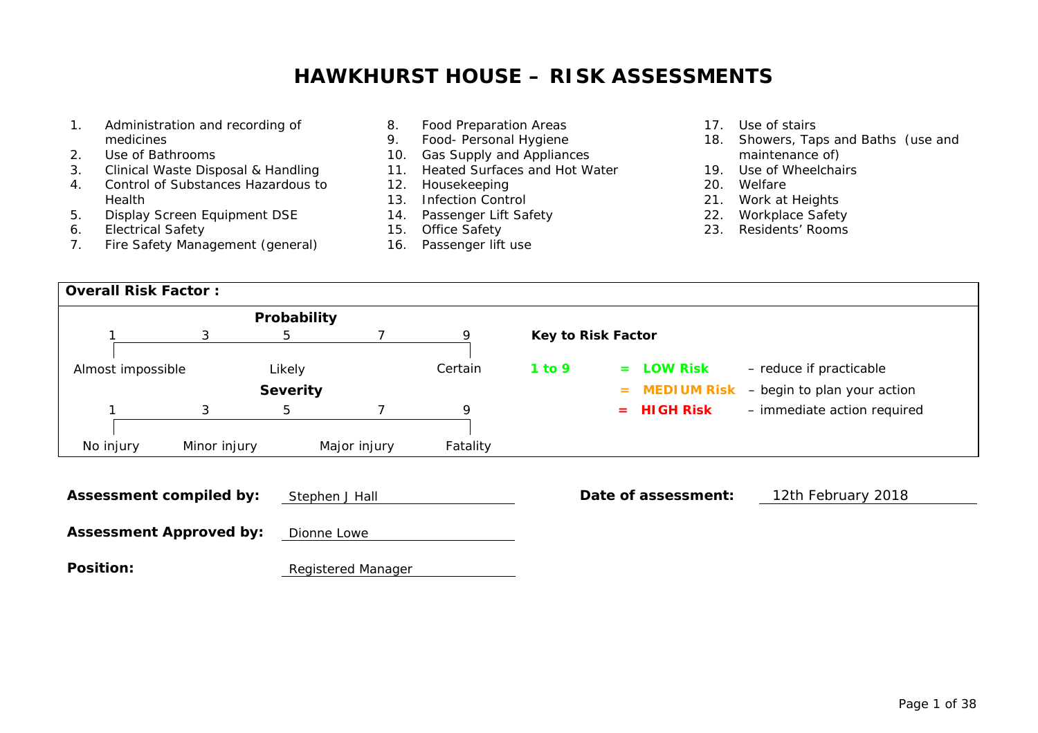# HAWKHURST HOUSE – RISK ASSESSMENTS

1. Administration and recording of medicines
2. Use of Bathrooms
3. Clinical Waste Disposal & Handling
4. Control of Substances Hazardous to Health
5. Display Screen Equipment DSE
6. Electrical Safety
7. Fire Safety Management (general)
8. Food Preparation Areas
9. Food- Personal Hygiene
10. Gas Supply and Appliances
11. Heated Surfaces and Hot Water
12. Housekeeping
13. Infection Control
14. Passenger Lift Safety
15. Office Safety
16. Passenger lift use
17. Use of stairs
18. Showers, Taps and Baths (use and maintenance of)
19. Use of Wheelchairs
20. Welfare
21. Work at Heights
22. Workplace Safety
23. Residents' Rooms

**Overall Risk Factor :**

**Probability**

1 3 5 7 9

Almost impossible — Likely — Certain

**Severity**

1 3 5 7 9

No injury — Minor injury — Major injury — Fatality

**Key to Risk Factor**

| | | |
|---|---|---|
| **1 to 9** | = **LOW Risk** | – reduce if practicable |
| | = **MEDIUM Risk** | – begin to plan your action |
| | = **HIGH Risk** | – immediate action required |

**Assessment compiled by:** Stephen J Hall

**Date of assessment:** 12th February 2018

**Assessment Approved by:** Dionne Lowe

**Position:** Registered Manager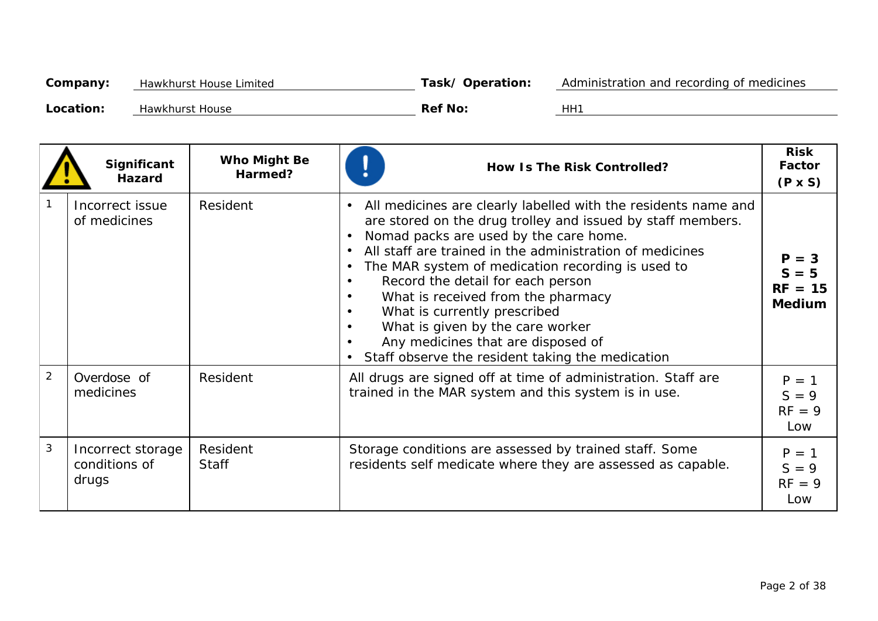**Company:** Hawkhurst House Limited **Task/ Operation:** Administration and recording of medicines

**Location:** Hawkhurst House **Ref No:** HH1

| | Significant Hazard | Who Might Be Harmed? | How Is The Risk Controlled? | Risk Factor (P x S) |
|---|---|---|---|---|
| 1 | Incorrect issue of medicines | Resident | • All medicines are clearly labelled with the residents name and are stored on the drug trolley and issued by staff members.<br>• Nomad packs are used by the care home.<br>• All staff are trained in the administration of medicines<br>• The MAR system of medication recording is used to<br>• Record the detail for each person<br>• What is received from the pharmacy<br>• What is currently prescribed<br>• What is given by the care worker<br>• Any medicines that are disposed of<br>• Staff observe the resident taking the medication | **P = 3**<br>**S = 5**<br>**RF = 15**<br>**Medium** |
| 2 | Overdose of medicines | Resident | All drugs are signed off at time of administration. Staff are trained in the MAR system and this system is in use. | P = 1<br>S = 9<br>RF = 9<br>Low |
| 3 | Incorrect storage conditions of drugs | Resident<br>Staff | Storage conditions are assessed by trained staff. Some residents self medicate where they are assessed as capable. | P = 1<br>S = 9<br>RF = 9<br>Low |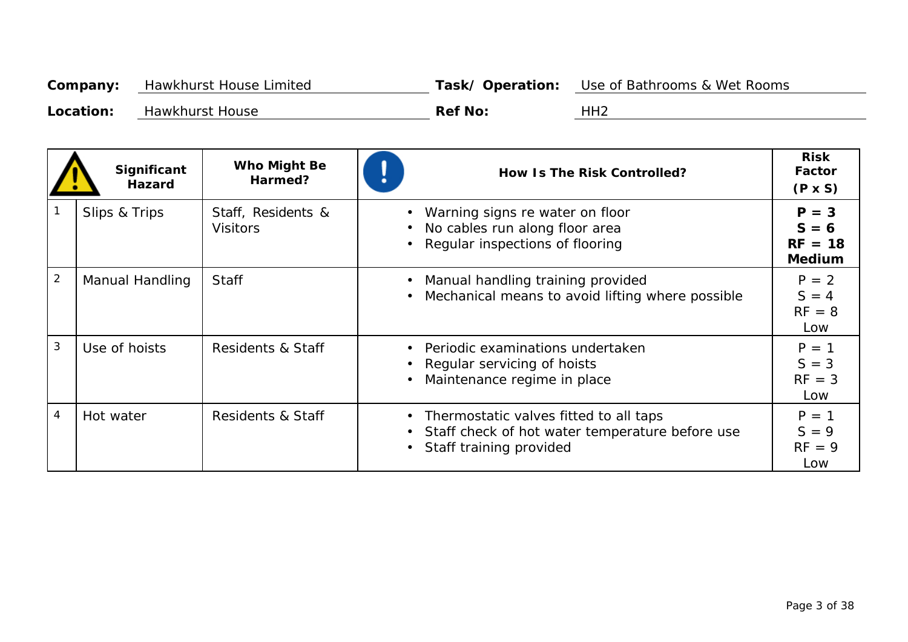| | | | |
|---|---|---|---|
| **Company:** | Hawkhurst House Limited | **Task/ Operation:** | Use of Bathrooms & Wet Rooms |
| **Location:** | Hawkhurst House | **Ref No:** | HH2 |

| | Significant Hazard | Who Might Be Harmed? | How Is The Risk Controlled? | Risk Factor (P x S) |
|---|---|---|---|---|
| 1 | Slips & Trips | Staff, Residents & Visitors | • Warning signs re water on floor<br>• No cables run along floor area<br>• Regular inspections of flooring | **P = 3**<br>**S = 6**<br>**RF = 18**<br>**Medium** |
| 2 | Manual Handling | Staff | • Manual handling training provided<br>• Mechanical means to avoid lifting where possible | P = 2<br>S = 4<br>RF = 8<br>Low |
| 3 | Use of hoists | Residents & Staff | • Periodic examinations undertaken<br>• Regular servicing of hoists<br>• Maintenance regime in place | P = 1<br>S = 3<br>RF = 3<br>Low |
| 4 | Hot water | Residents & Staff | • Thermostatic valves fitted to all taps<br>• Staff check of hot water temperature before use<br>• Staff training provided | P = 1<br>S = 9<br>RF = 9<br>Low |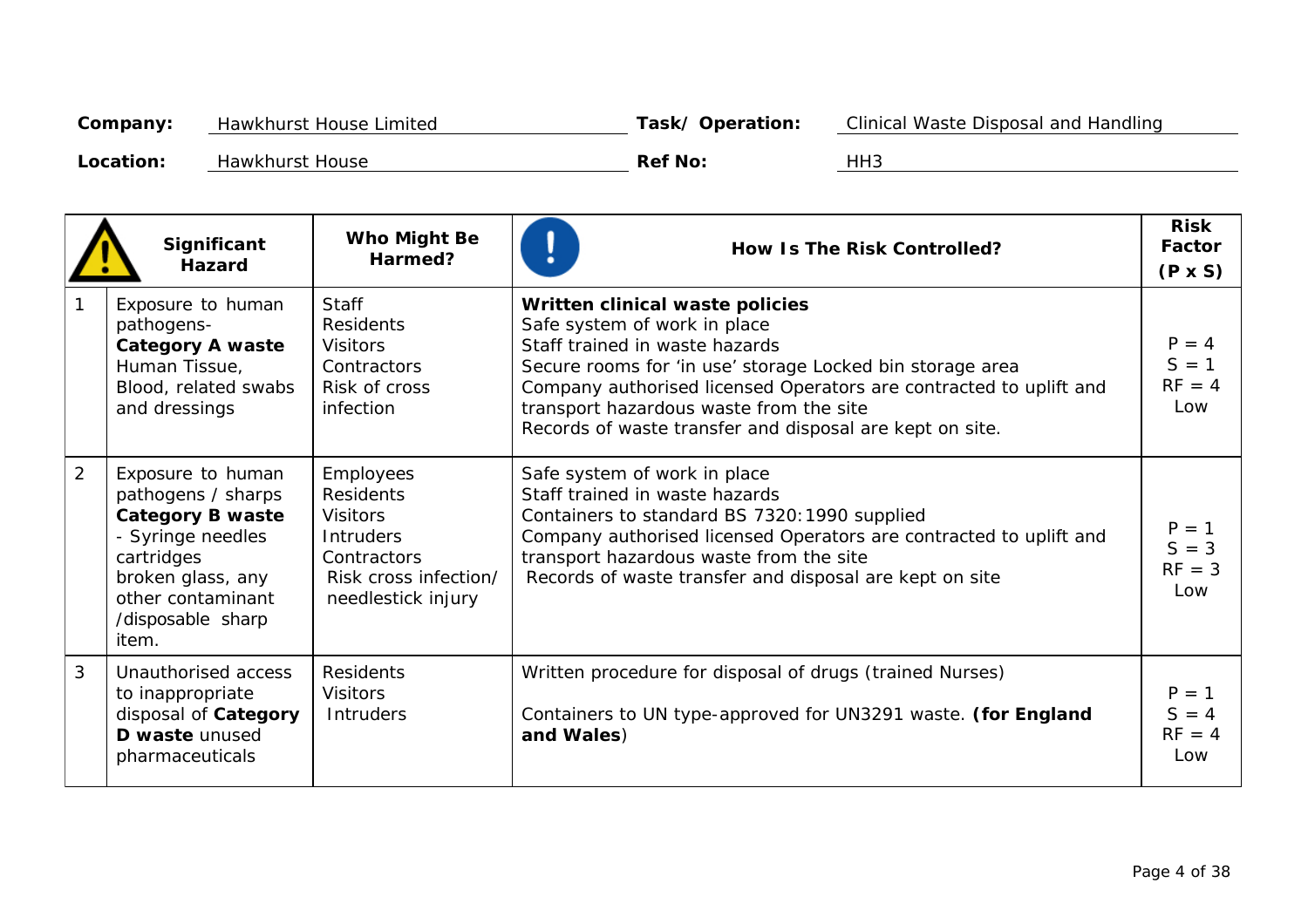| | | | |
|---|---|---|---|
| **Company:** | Hawkhurst House Limited | **Task/ Operation:** | Clinical Waste Disposal and Handling |
| **Location:** | Hawkhurst House | **Ref No:** | HH3 |

| | Significant Hazard | Who Might Be Harmed? | How Is The Risk Controlled? | Risk Factor (P x S) |
|---|---|---|---|---|
| 1 | Exposure to human pathogens- **Category A waste** Human Tissue, Blood, related swabs and dressings | Staff<br>Residents<br>Visitors<br>Contractors<br>Risk of cross infection | **Written clinical waste policies**<br>Safe system of work in place<br>Staff trained in waste hazards<br>Secure rooms for 'in use' storage Locked bin storage area<br>Company authorised licensed Operators are contracted to uplift and transport hazardous waste from the site<br>Records of waste transfer and disposal are kept on site. | P = 4<br>S = 1<br>RF = 4<br>Low |
| 2 | Exposure to human pathogens / sharps **Category B waste** - Syringe needles cartridges broken glass, any other contaminant /disposable sharp item. | Employees<br>Residents<br>Visitors<br>Intruders<br>Contractors<br>Risk cross infection/ needlestick injury | Safe system of work in place<br>Staff trained in waste hazards<br>Containers to standard BS 7320:1990 supplied<br>Company authorised licensed Operators are contracted to uplift and transport hazardous waste from the site<br>Records of waste transfer and disposal are kept on site | P = 1<br>S = 3<br>RF = 3<br>Low |
| 3 | Unauthorised access to inappropriate disposal of **Category D waste** unused pharmaceuticals | Residents<br>Visitors<br>Intruders | Written procedure for disposal of drugs (trained Nurses)<br><br>Containers to UN type-approved for UN3291 waste. **(for England and Wales**) | P = 1<br>S = 4<br>RF = 4<br>Low |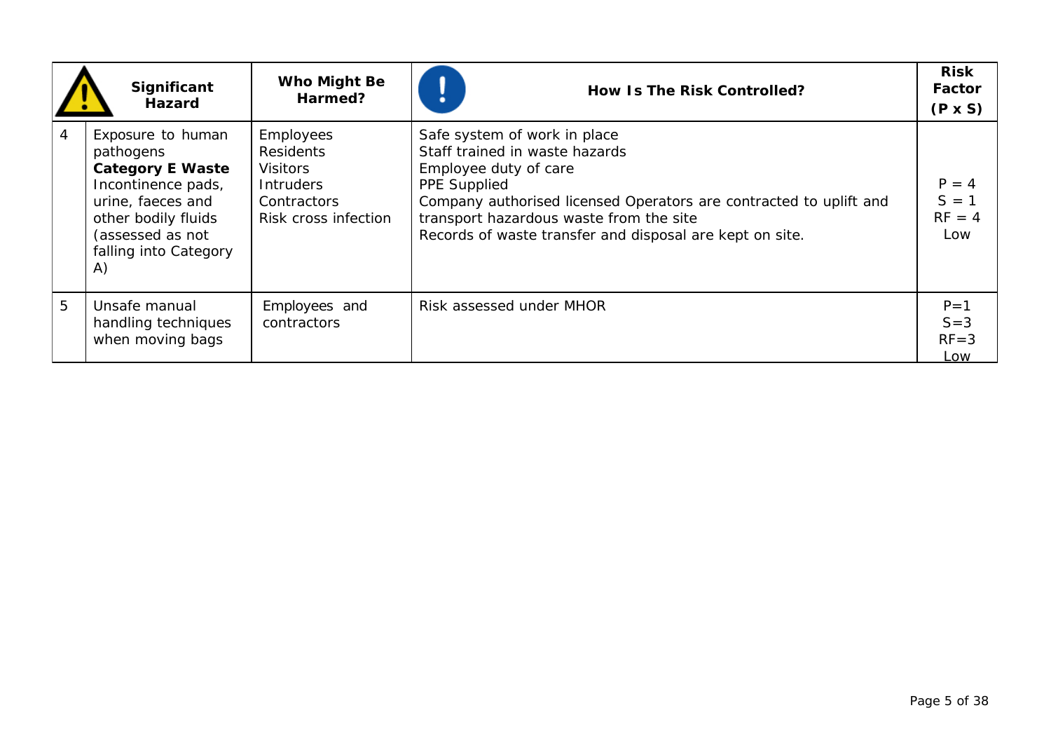| | Significant Hazard | Who Might Be Harmed? | How Is The Risk Controlled? | Risk Factor (P x S) |
|---|---|---|---|---|
| 4 | Exposure to human pathogens **Category E Waste** Incontinence pads, urine, faeces and other bodily fluids (assessed as not falling into Category A) | Employees<br>Residents<br>Visitors<br>Intruders<br>Contractors<br>Risk cross infection | Safe system of work in place<br>Staff trained in waste hazards<br>Employee duty of care<br>PPE Supplied<br>Company authorised licensed Operators are contracted to uplift and transport hazardous waste from the site<br>Records of waste transfer and disposal are kept on site. | P = 4<br>S = 1<br>RF = 4<br>Low |
| 5 | Unsafe manual handling techniques when moving bags | Employees and contractors | Risk assessed under MHOR | P=1<br>S=3<br>RF=3<br>Low |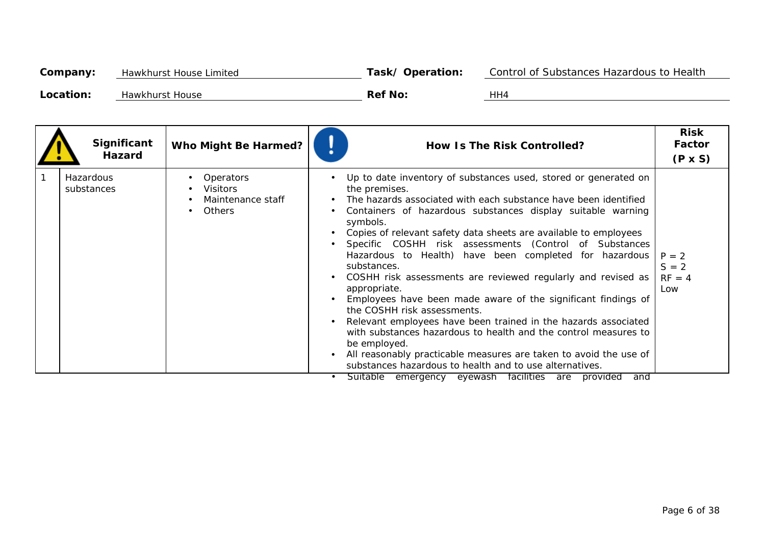| **Company:** | Hawkhurst House Limited | **Task/ Operation:** | Control of Substances Hazardous to Health |
|---|---|---|---|
| **Location:** | Hawkhurst House | **Ref No:** | HH4 |

| | **Significant Hazard** | **Who Might Be Harmed?** | **How Is The Risk Controlled?** | **Risk Factor (P x S)** |
|---|---|---|---|---|
| 1 | Hazardous substances | • Operators<br>• Visitors<br>• Maintenance staff<br>• Others | • Up to date inventory of substances used, stored or generated on the premises.<br>• The hazards associated with each substance have been identified<br>• Containers of hazardous substances display suitable warning symbols.<br>• Copies of relevant safety data sheets are available to employees<br>• Specific COSHH risk assessments (Control of Substances Hazardous to Health) have been completed for hazardous substances.<br>• COSHH risk assessments are reviewed regularly and revised as appropriate.<br>• Employees have been made aware of the significant findings of the COSHH risk assessments.<br>• Relevant employees have been trained in the hazards associated with substances hazardous to health and the control measures to be employed.<br>• All reasonably practicable measures are taken to avoid the use of substances hazardous to health and to use alternatives.<br>• Suitable emergency eyewash facilities are provided and | P = 2<br>S = 2<br>RF = 4<br>Low |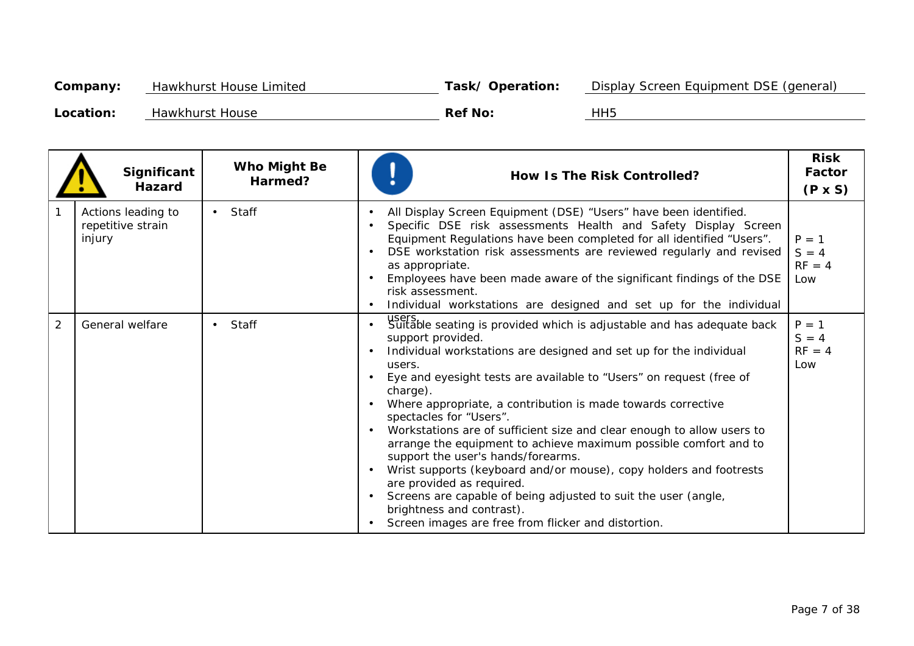**Company:** Hawkhurst House Limited

**Task/ Operation:** Display Screen Equipment DSE (general)

**Location:** Hawkhurst House

**Ref No:** HH5

| | Significant Hazard | Who Might Be Harmed? | How Is The Risk Controlled? | Risk Factor (P x S) |
|---|---|---|---|---|
| 1 | Actions leading to repetitive strain injury | • Staff | • All Display Screen Equipment (DSE) "Users" have been identified.<br>• Specific DSE risk assessments Health and Safety Display Screen Equipment Regulations have been completed for all identified "Users".<br>• DSE workstation risk assessments are reviewed regularly and revised as appropriate.<br>• Employees have been made aware of the significant findings of the DSE risk assessment.<br>• Individual workstations are designed and set up for the individual users. | P = 1<br>S = 4<br>RF = 4<br>Low |
| 2 | General welfare | • Staff | • Suitable seating is provided which is adjustable and has adequate back support provided.<br>• Individual workstations are designed and set up for the individual users.<br>• Eye and eyesight tests are available to "Users" on request (free of charge).<br>• Where appropriate, a contribution is made towards corrective spectacles for "Users".<br>• Workstations are of sufficient size and clear enough to allow users to arrange the equipment to achieve maximum possible comfort and to support the user's hands/forearms.<br>• Wrist supports (keyboard and/or mouse), copy holders and footrests are provided as required.<br>• Screens are capable of being adjusted to suit the user (angle, brightness and contrast).<br>• Screen images are free from flicker and distortion. | P = 1<br>S = 4<br>RF = 4<br>Low |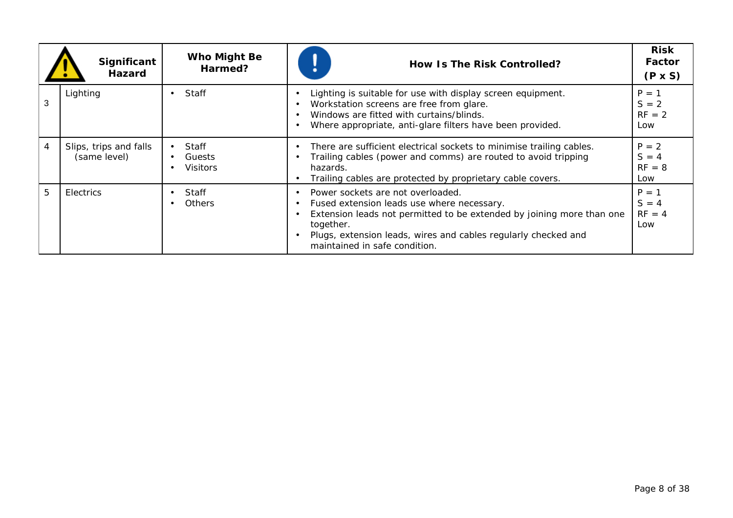| | Significant Hazard | Who Might Be Harmed? | How Is The Risk Controlled? | Risk Factor (P x S) |
|---|---|---|---|---|
| 3 | Lighting | • Staff | • Lighting is suitable for use with display screen equipment.<br>• Workstation screens are free from glare.<br>• Windows are fitted with curtains/blinds.<br>• Where appropriate, anti-glare filters have been provided. | P = 1<br>S = 2<br>RF = 2<br>Low |
| 4 | Slips, trips and falls (same level) | • Staff<br>• Guests<br>• Visitors | • There are sufficient electrical sockets to minimise trailing cables.<br>• Trailing cables (power and comms) are routed to avoid tripping hazards.<br>• Trailing cables are protected by proprietary cable covers. | P = 2<br>S = 4<br>RF = 8<br>Low |
| 5 | Electrics | • Staff<br>• Others | • Power sockets are not overloaded.<br>• Fused extension leads use where necessary.<br>• Extension leads not permitted to be extended by joining more than one together.<br>• Plugs, extension leads, wires and cables regularly checked and maintained in safe condition. | P = 1<br>S = 4<br>RF = 4<br>Low |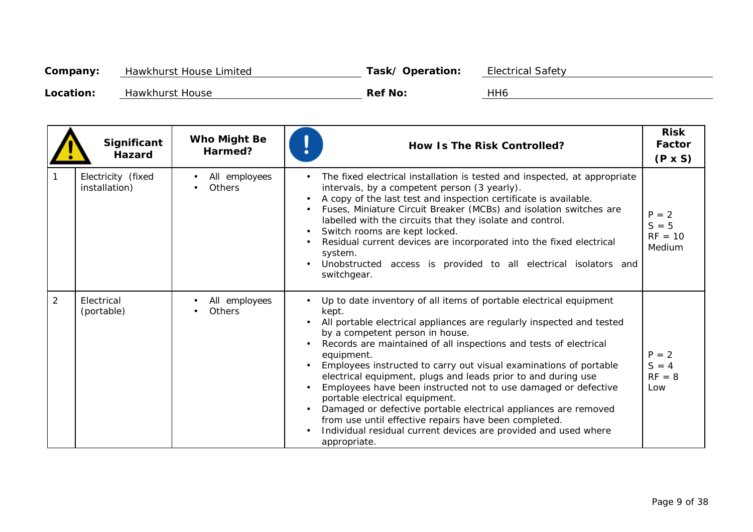| | | | |
|---|---|---|---|
| **Company:** | Hawkhurst House Limited | **Task/ Operation:** | Electrical Safety |
| **Location:** | Hawkhurst House | **Ref No:** | HH6 |

| | Significant Hazard | Who Might Be Harmed? | How Is The Risk Controlled? | Risk Factor (P x S) |
|---|---|---|---|---|
| 1 | Electricity (fixed installation) | • All employees<br>• Others | • The fixed electrical installation is tested and inspected, at appropriate intervals, by a competent person (3 yearly).<br>• A copy of the last test and inspection certificate is available.<br>• Fuses, Miniature Circuit Breaker (MCBs) and isolation switches are labelled with the circuits that they isolate and control.<br>• Switch rooms are kept locked.<br>• Residual current devices are incorporated into the fixed electrical system.<br>• Unobstructed access is provided to all electrical isolators and switchgear. | P = 2<br>S = 5<br>RF = 10<br>Medium |
| 2 | Electrical (portable) | • All employees<br>• Others | • Up to date inventory of all items of portable electrical equipment kept.<br>• All portable electrical appliances are regularly inspected and tested by a competent person in house.<br>• Records are maintained of all inspections and tests of electrical equipment.<br>• Employees instructed to carry out visual examinations of portable electrical equipment, plugs and leads prior to and during use<br>• Employees have been instructed not to use damaged or defective portable electrical equipment.<br>• Damaged or defective portable electrical appliances are removed from use until effective repairs have been completed.<br>• Individual residual current devices are provided and used where appropriate. | P = 2<br>S = 4<br>RF = 8<br>Low |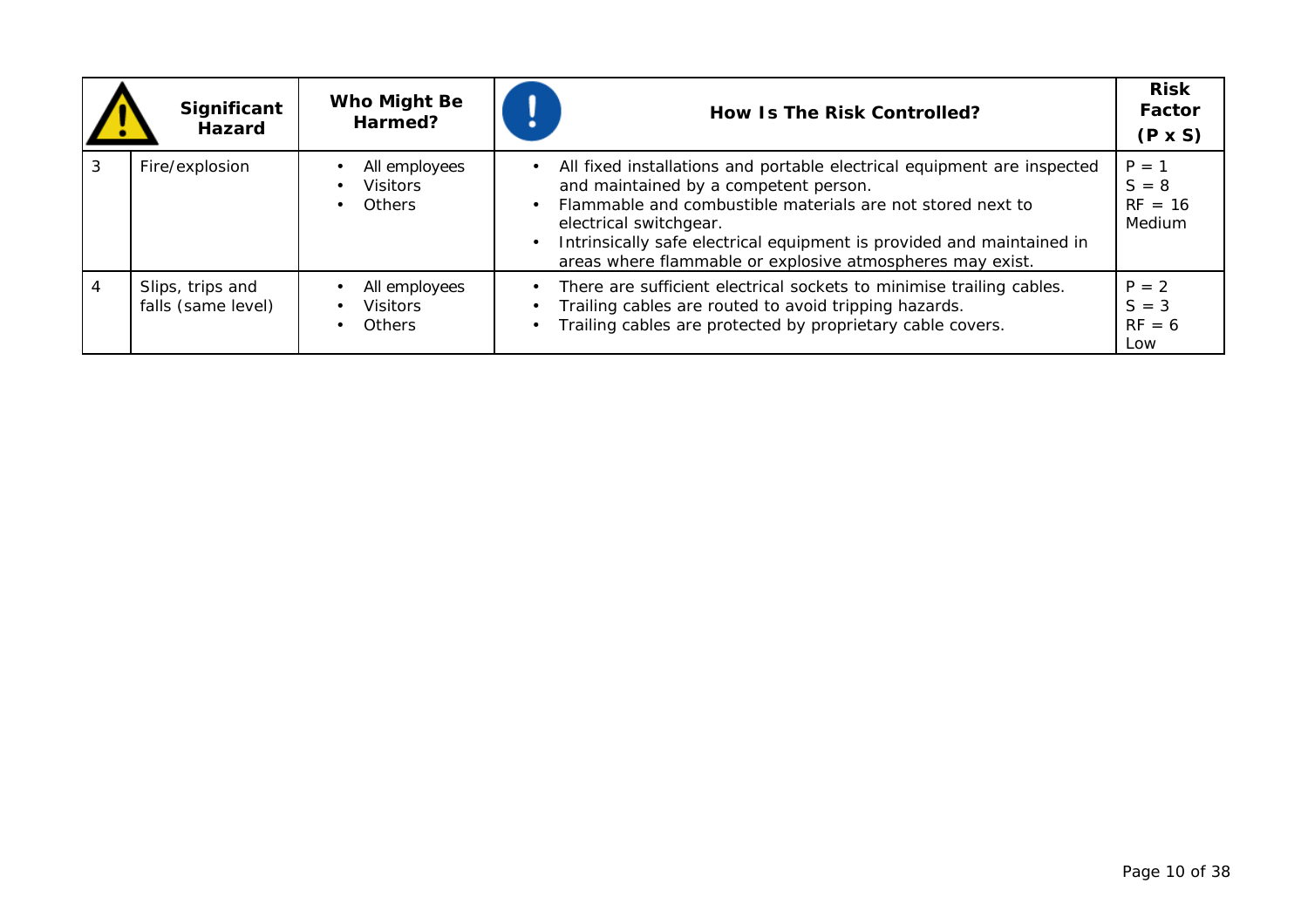| | Significant Hazard | Who Might Be Harmed? | How Is The Risk Controlled? | Risk Factor (P x S) |
|---|---|---|---|---|
| 3 | Fire/explosion | • All employees<br>• Visitors<br>• Others | • All fixed installations and portable electrical equipment are inspected and maintained by a competent person.<br>• Flammable and combustible materials are not stored next to electrical switchgear.<br>• Intrinsically safe electrical equipment is provided and maintained in areas where flammable or explosive atmospheres may exist. | P = 1<br>S = 8<br>RF = 16<br>Medium |
| 4 | Slips, trips and falls (same level) | • All employees<br>• Visitors<br>• Others | • There are sufficient electrical sockets to minimise trailing cables.<br>• Trailing cables are routed to avoid tripping hazards.<br>• Trailing cables are protected by proprietary cable covers. | P = 2<br>S = 3<br>RF = 6<br>Low |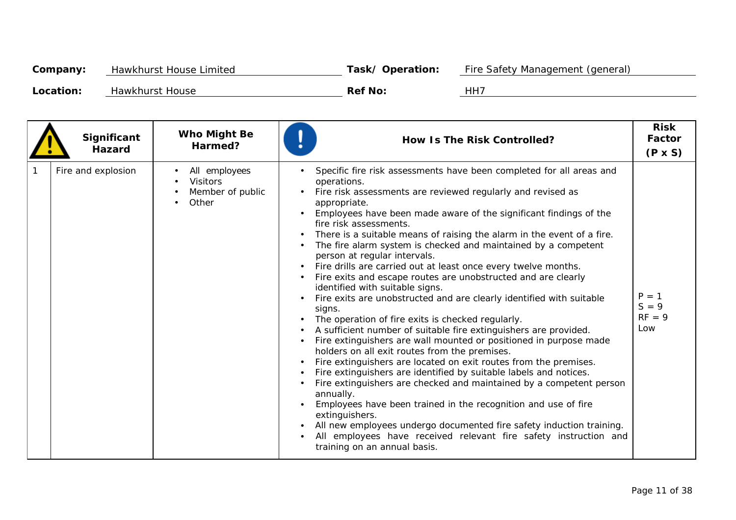| **Company:** | Hawkhurst House Limited | **Task/ Operation:** | Fire Safety Management (general) |
|---|---|---|---|
| **Location:** | Hawkhurst House | **Ref No:** | HH7 |

| | **Significant Hazard** | **Who Might Be Harmed?** | **How Is The Risk Controlled?** | **Risk Factor (P x S)** |
|---|---|---|---|---|
| 1 | Fire and explosion | • All employees<br>• Visitors<br>• Member of public<br>• Other | • Specific fire risk assessments have been completed for all areas and operations.<br>• Fire risk assessments are reviewed regularly and revised as appropriate.<br>• Employees have been made aware of the significant findings of the fire risk assessments.<br>• There is a suitable means of raising the alarm in the event of a fire.<br>• The fire alarm system is checked and maintained by a competent person at regular intervals.<br>• Fire drills are carried out at least once every twelve months.<br>• Fire exits and escape routes are unobstructed and are clearly identified with suitable signs.<br>• Fire exits are unobstructed and are clearly identified with suitable signs.<br>• The operation of fire exits is checked regularly.<br>• A sufficient number of suitable fire extinguishers are provided.<br>• Fire extinguishers are wall mounted or positioned in purpose made holders on all exit routes from the premises.<br>• Fire extinguishers are located on exit routes from the premises.<br>• Fire extinguishers are identified by suitable labels and notices.<br>• Fire extinguishers are checked and maintained by a competent person annually.<br>• Employees have been trained in the recognition and use of fire extinguishers.<br>• All new employees undergo documented fire safety induction training.<br>• All employees have received relevant fire safety instruction and training on an annual basis. | P = 1<br>S = 9<br>RF = 9<br>Low |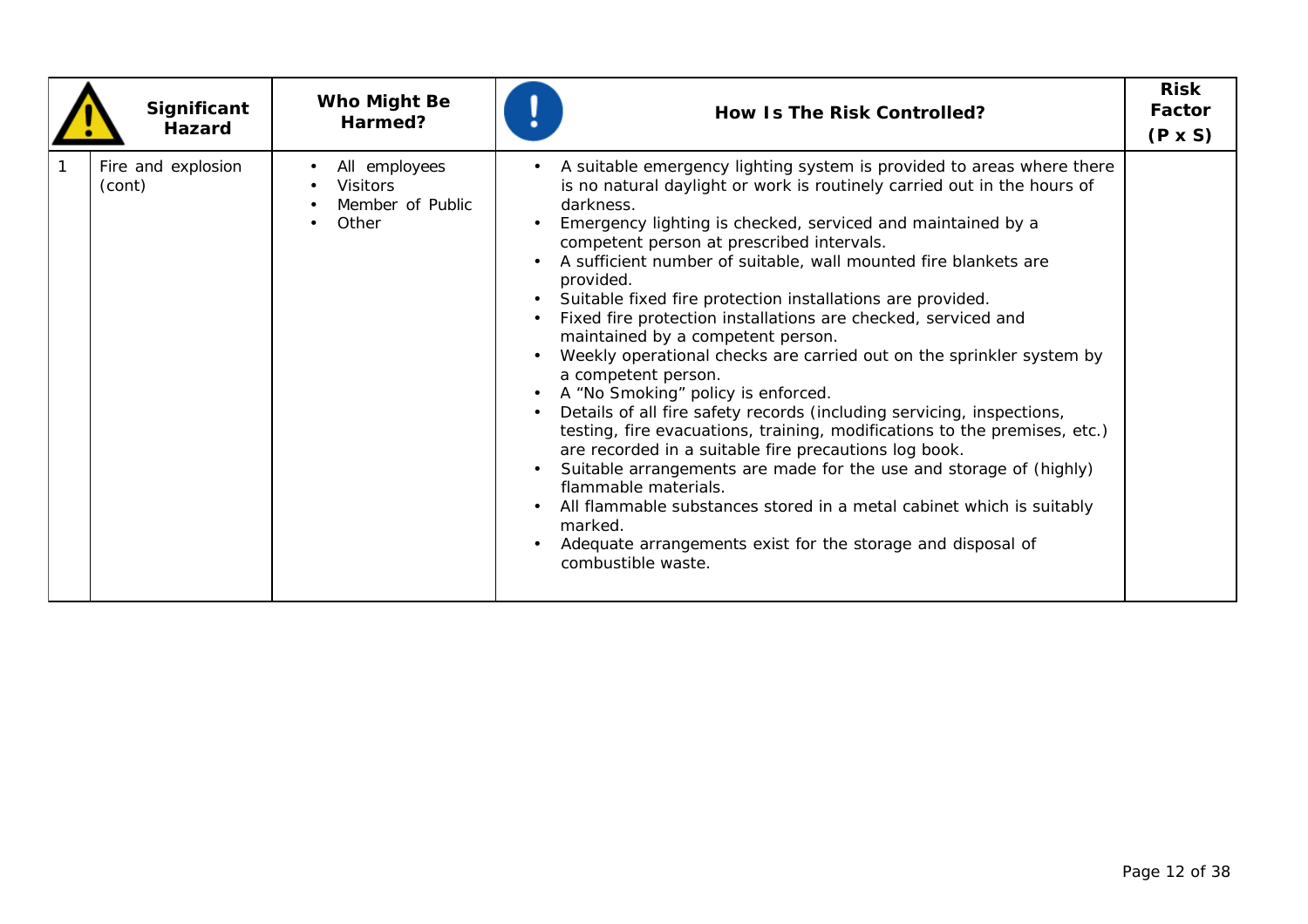| | Significant Hazard | Who Might Be Harmed? | How Is The Risk Controlled? | Risk Factor (P x S) |
|---|---|---|---|---|
| 1 | Fire and explosion (cont) | • All employees<br>• Visitors<br>• Member of Public<br>• Other | • A suitable emergency lighting system is provided to areas where there is no natural daylight or work is routinely carried out in the hours of darkness.<br>• Emergency lighting is checked, serviced and maintained by a competent person at prescribed intervals.<br>• A sufficient number of suitable, wall mounted fire blankets are provided.<br>• Suitable fixed fire protection installations are provided.<br>• Fixed fire protection installations are checked, serviced and maintained by a competent person.<br>• Weekly operational checks are carried out on the sprinkler system by a competent person.<br>• A "No Smoking" policy is enforced.<br>• Details of all fire safety records (including servicing, inspections, testing, fire evacuations, training, modifications to the premises, etc.) are recorded in a suitable fire precautions log book.<br>• Suitable arrangements are made for the use and storage of (highly) flammable materials.<br>• All flammable substances stored in a metal cabinet which is suitably marked.<br>• Adequate arrangements exist for the storage and disposal of combustible waste. | |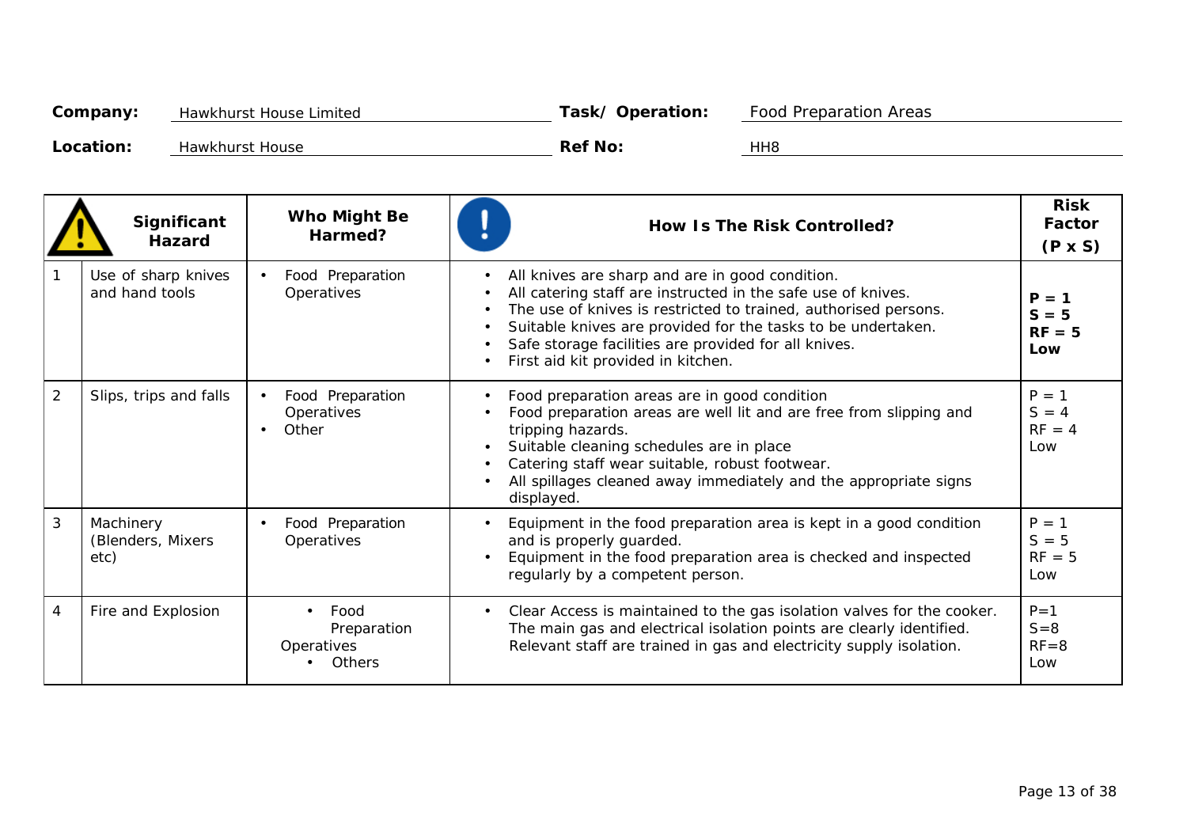**Company:** Hawkhurst House Limited **Task/ Operation:** Food Preparation Areas

**Location:** Hawkhurst House **Ref No:** HH8

| | Significant Hazard | Who Might Be Harmed? | How Is The Risk Controlled? | Risk Factor (P x S) |
|---|---|---|---|---|
| 1 | Use of sharp knives and hand tools | • Food Preparation Operatives | • All knives are sharp and are in good condition.<br>• All catering staff are instructed in the safe use of knives.<br>• The use of knives is restricted to trained, authorised persons.<br>• Suitable knives are provided for the tasks to be undertaken.<br>• Safe storage facilities are provided for all knives.<br>• First aid kit provided in kitchen. | **P = 1**<br>**S = 5**<br>**RF = 5**<br>**Low** |
| 2 | Slips, trips and falls | • Food Preparation Operatives<br>• Other | • Food preparation areas are in good condition<br>• Food preparation areas are well lit and are free from slipping and tripping hazards.<br>• Suitable cleaning schedules are in place<br>• Catering staff wear suitable, robust footwear.<br>• All spillages cleaned away immediately and the appropriate signs displayed. | P = 1<br>S = 4<br>RF = 4<br>Low |
| 3 | Machinery (Blenders, Mixers etc) | • Food Preparation Operatives | • Equipment in the food preparation area is kept in a good condition and is properly guarded.<br>• Equipment in the food preparation area is checked and inspected regularly by a competent person. | P = 1<br>S = 5<br>RF = 5<br>Low |
| 4 | Fire and Explosion | • Food Preparation Operatives<br>• Others | • Clear Access is maintained to the gas isolation valves for the cooker. The main gas and electrical isolation points are clearly identified. Relevant staff are trained in gas and electricity supply isolation. | P=1<br>S=8<br>RF=8<br>Low |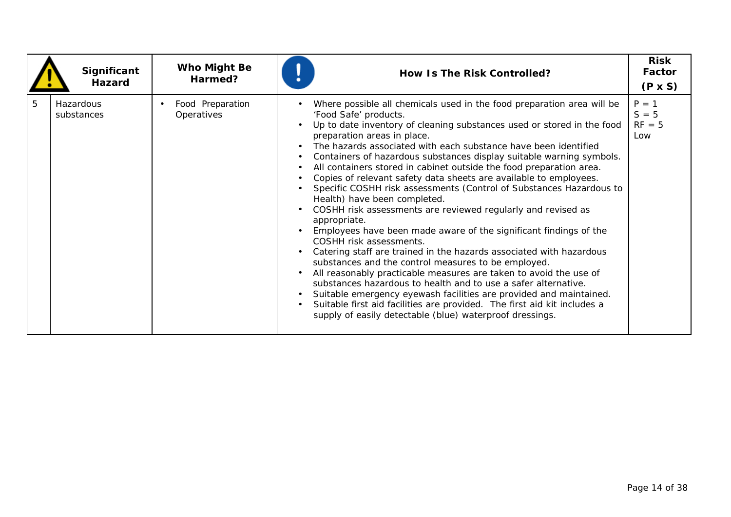| | Significant Hazard | Who Might Be Harmed? | How Is The Risk Controlled? | Risk Factor (P x S) |
|---|---|---|---|---|
| 5 | Hazardous substances | • Food Preparation Operatives | • Where possible all chemicals used in the food preparation area will be 'Food Safe' products.<br>• Up to date inventory of cleaning substances used or stored in the food preparation areas in place.<br>• The hazards associated with each substance have been identified<br>• Containers of hazardous substances display suitable warning symbols.<br>• All containers stored in cabinet outside the food preparation area.<br>• Copies of relevant safety data sheets are available to employees.<br>• Specific COSHH risk assessments (Control of Substances Hazardous to Health) have been completed.<br>• COSHH risk assessments are reviewed regularly and revised as appropriate.<br>• Employees have been made aware of the significant findings of the COSHH risk assessments.<br>• Catering staff are trained in the hazards associated with hazardous substances and the control measures to be employed.<br>• All reasonably practicable measures are taken to avoid the use of substances hazardous to health and to use a safer alternative.<br>• Suitable emergency eyewash facilities are provided and maintained.<br>• Suitable first aid facilities are provided. The first aid kit includes a supply of easily detectable (blue) waterproof dressings. | P = 1<br>S = 5<br>RF = 5<br>Low |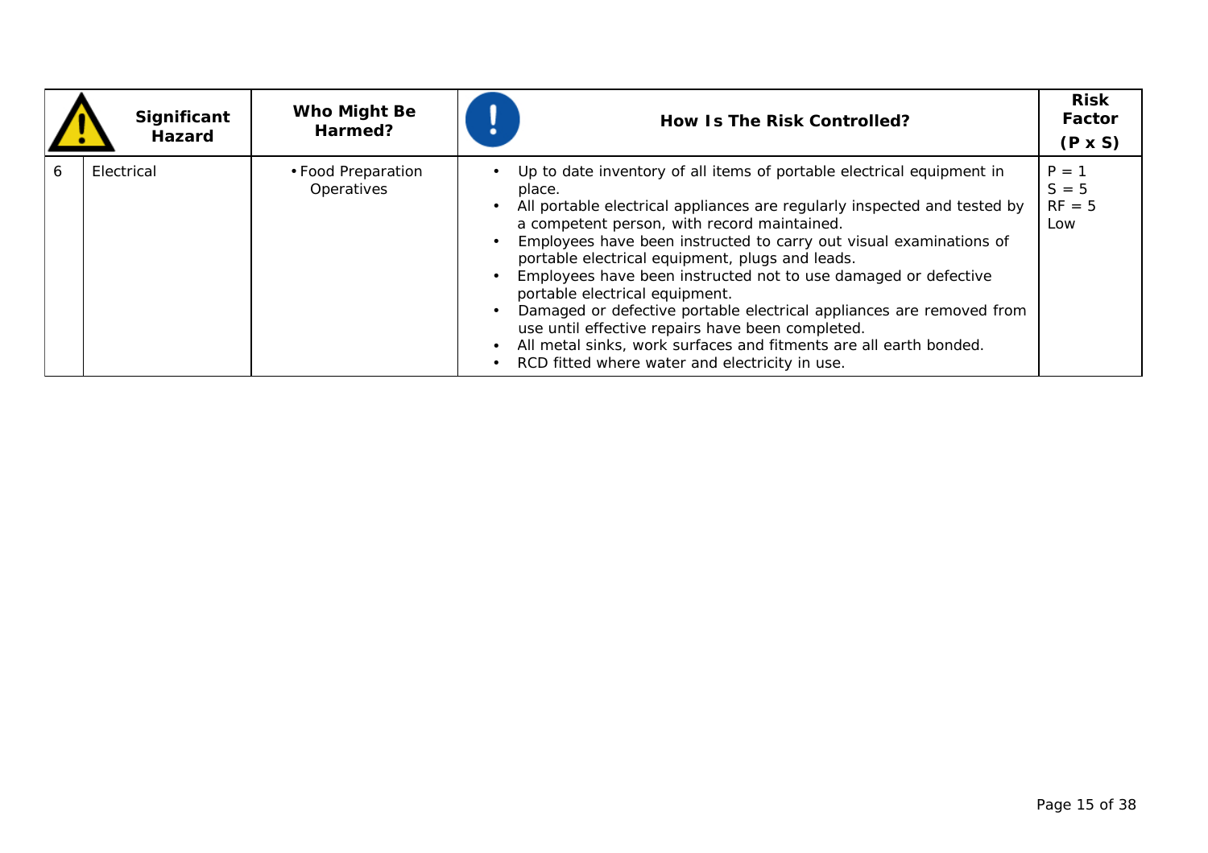| | Significant Hazard | Who Might Be Harmed? | How Is The Risk Controlled? | Risk Factor (P x S) |
|---|---|---|---|---|
| 6 | Electrical | • Food Preparation Operatives | • Up to date inventory of all items of portable electrical equipment in place.<br>• All portable electrical appliances are regularly inspected and tested by a competent person, with record maintained.<br>• Employees have been instructed to carry out visual examinations of portable electrical equipment, plugs and leads.<br>• Employees have been instructed not to use damaged or defective portable electrical equipment.<br>• Damaged or defective portable electrical appliances are removed from use until effective repairs have been completed.<br>• All metal sinks, work surfaces and fitments are all earth bonded.<br>• RCD fitted where water and electricity in use. | P = 1<br>S = 5<br>RF = 5<br>Low |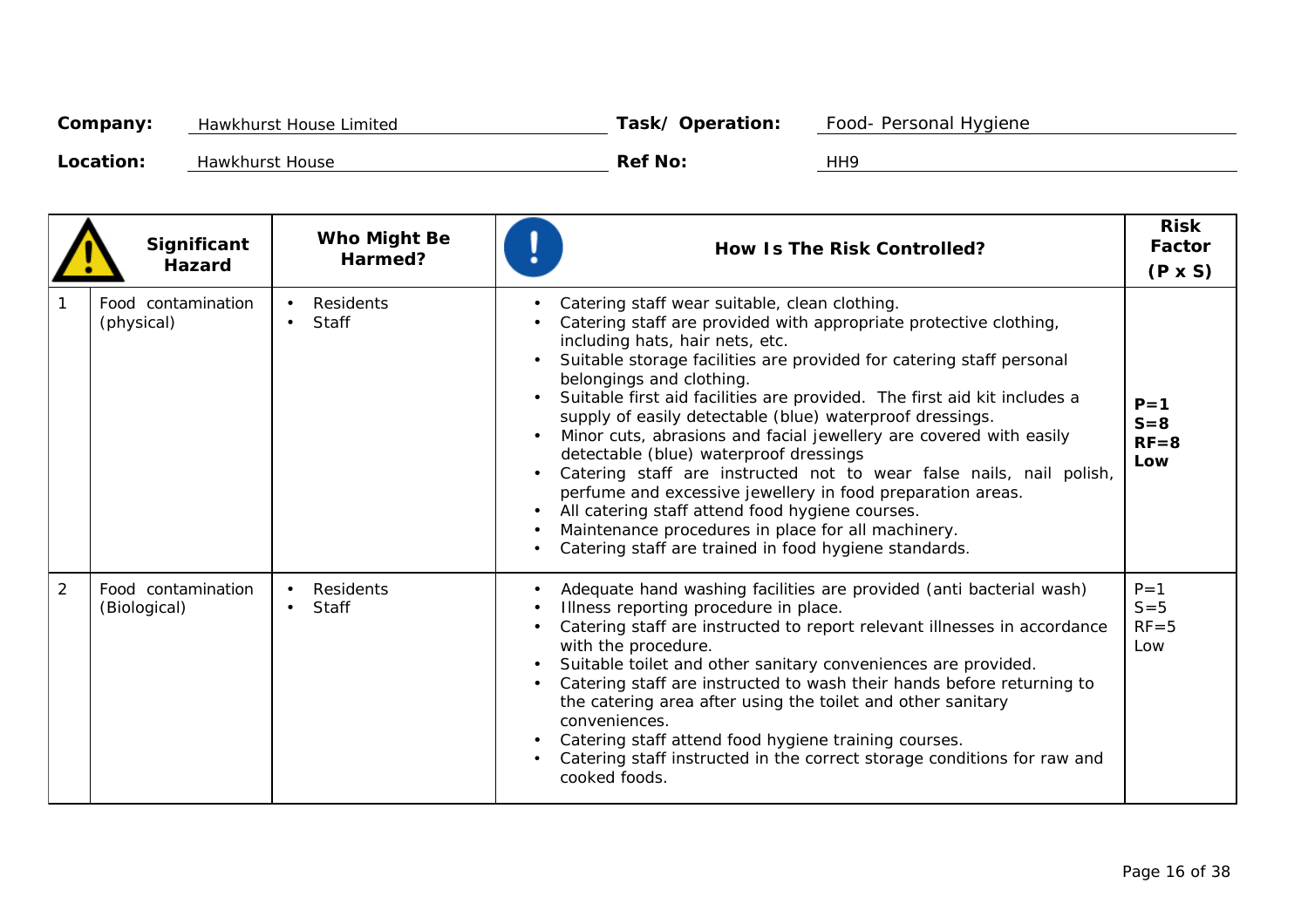| | |
|---|---|
| **Company:** | Hawkhurst House Limited |
| **Task/ Operation:** | Food- Personal Hygiene |
| **Location:** | Hawkhurst House |
| **Ref No:** | HH9 |

| | **Significant Hazard** | **Who Might Be Harmed?** | **How Is The Risk Controlled?** | **Risk Factor (P x S)** |
|---|---|---|---|---|
| 1 | Food contamination (physical) | • Residents<br>• Staff | • Catering staff wear suitable, clean clothing.<br>• Catering staff are provided with appropriate protective clothing, including hats, hair nets, etc.<br>• Suitable storage facilities are provided for catering staff personal belongings and clothing.<br>• Suitable first aid facilities are provided. The first aid kit includes a supply of easily detectable (blue) waterproof dressings.<br>• Minor cuts, abrasions and facial jewellery are covered with easily detectable (blue) waterproof dressings<br>• Catering staff are instructed not to wear false nails, nail polish, perfume and excessive jewellery in food preparation areas.<br>• All catering staff attend food hygiene courses.<br>• Maintenance procedures in place for all machinery.<br>• Catering staff are trained in food hygiene standards. | **P=1**<br>**S=8**<br>**RF=8**<br>**Low** |
| 2 | Food contamination (Biological) | • Residents<br>• Staff | • Adequate hand washing facilities are provided (anti bacterial wash)<br>• Illness reporting procedure in place.<br>• Catering staff are instructed to report relevant illnesses in accordance with the procedure.<br>• Suitable toilet and other sanitary conveniences are provided.<br>• Catering staff are instructed to wash their hands before returning to the catering area after using the toilet and other sanitary conveniences.<br>• Catering staff attend food hygiene training courses.<br>• Catering staff instructed in the correct storage conditions for raw and cooked foods. | P=1<br>S=5<br>RF=5<br>Low |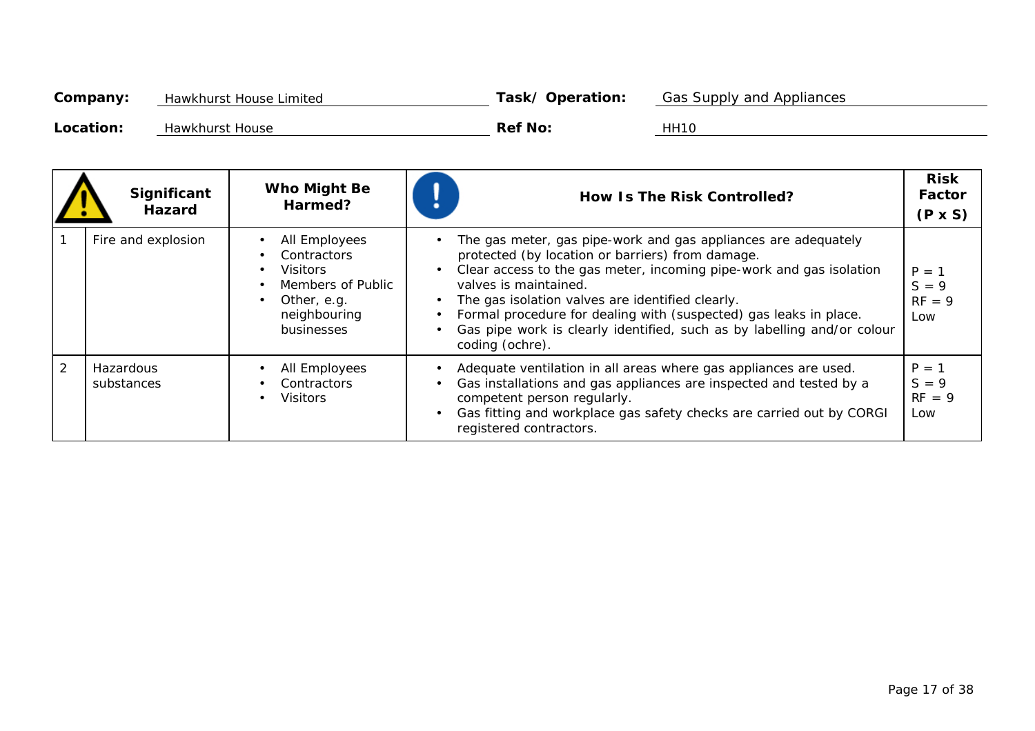| | |
|---|---|
| **Company:** | Hawkhurst House Limited |
| **Task/ Operation:** | Gas Supply and Appliances |
| **Location:** | Hawkhurst House |
| **Ref No:** | HH10 |

| | Significant Hazard | Who Might Be Harmed? | How Is The Risk Controlled? | Risk Factor (P x S) |
|---|---|---|---|---|
| 1 | Fire and explosion | • All Employees<br>• Contractors<br>• Visitors<br>• Members of Public<br>• Other, e.g. neighbouring businesses | • The gas meter, gas pipe-work and gas appliances are adequately protected (by location or barriers) from damage.<br>• Clear access to the gas meter, incoming pipe-work and gas isolation valves is maintained.<br>• The gas isolation valves are identified clearly.<br>• Formal procedure for dealing with (suspected) gas leaks in place.<br>• Gas pipe work is clearly identified, such as by labelling and/or colour coding (ochre). | P = 1<br>S = 9<br>RF = 9<br>Low |
| 2 | Hazardous substances | • All Employees<br>• Contractors<br>• Visitors | • Adequate ventilation in all areas where gas appliances are used.<br>• Gas installations and gas appliances are inspected and tested by a competent person regularly.<br>• Gas fitting and workplace gas safety checks are carried out by CORGI registered contractors. | P = 1<br>S = 9<br>RF = 9<br>Low |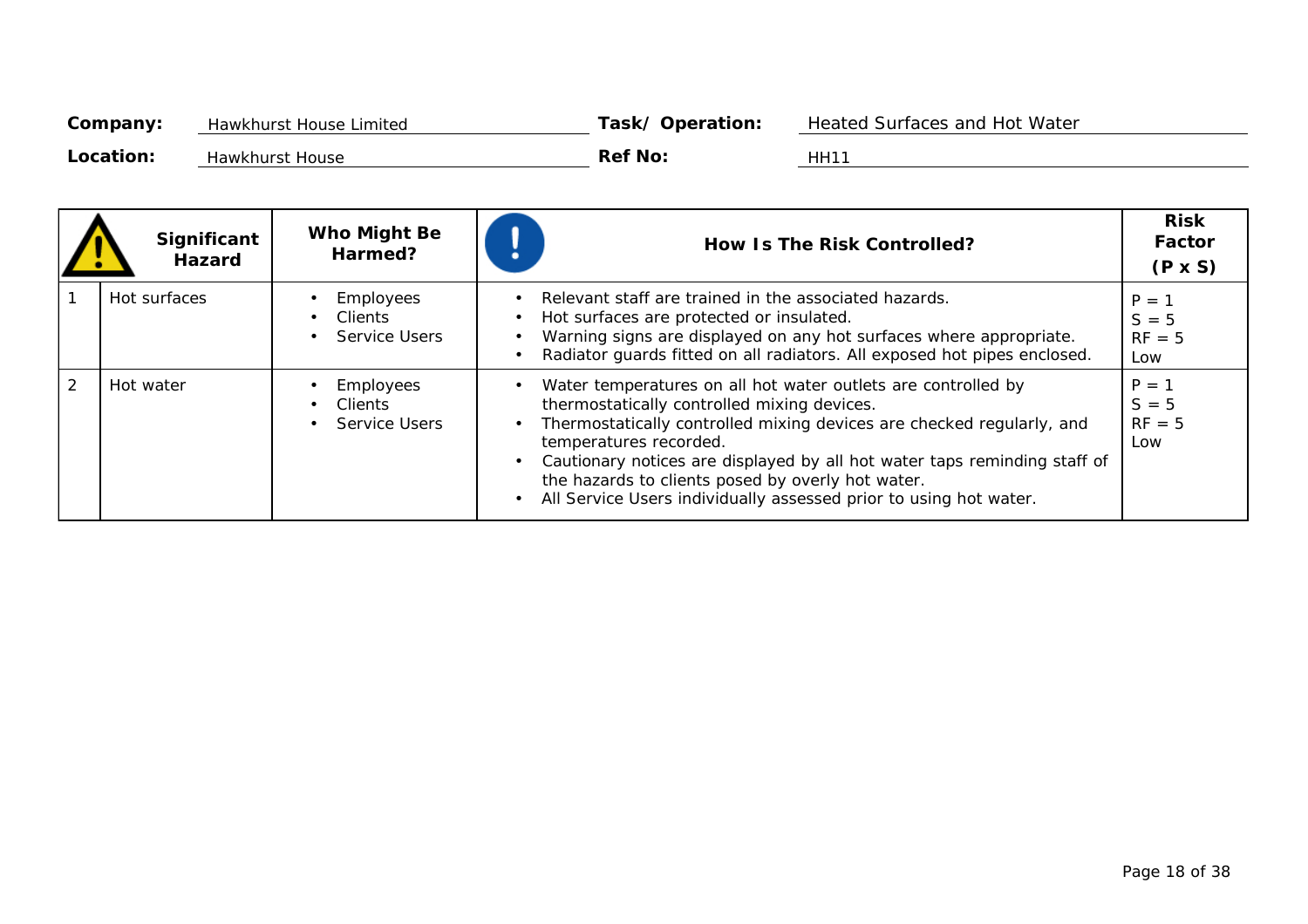**Company:** Hawkhurst House Limited **Task/ Operation:** Heated Surfaces and Hot Water

**Location:** Hawkhurst House **Ref No:** HH11

| | Significant Hazard | Who Might Be Harmed? | How Is The Risk Controlled? | Risk Factor (P x S) |
|---|---|---|---|---|
| 1 | Hot surfaces | • Employees<br>• Clients<br>• Service Users | • Relevant staff are trained in the associated hazards.<br>• Hot surfaces are protected or insulated.<br>• Warning signs are displayed on any hot surfaces where appropriate.<br>• Radiator guards fitted on all radiators. All exposed hot pipes enclosed. | P = 1<br>S = 5<br>RF = 5<br>Low |
| 2 | Hot water | • Employees<br>• Clients<br>• Service Users | • Water temperatures on all hot water outlets are controlled by thermostatically controlled mixing devices.<br>• Thermostatically controlled mixing devices are checked regularly, and temperatures recorded.<br>• Cautionary notices are displayed by all hot water taps reminding staff of the hazards to clients posed by overly hot water.<br>• All Service Users individually assessed prior to using hot water. | P = 1<br>S = 5<br>RF = 5<br>Low |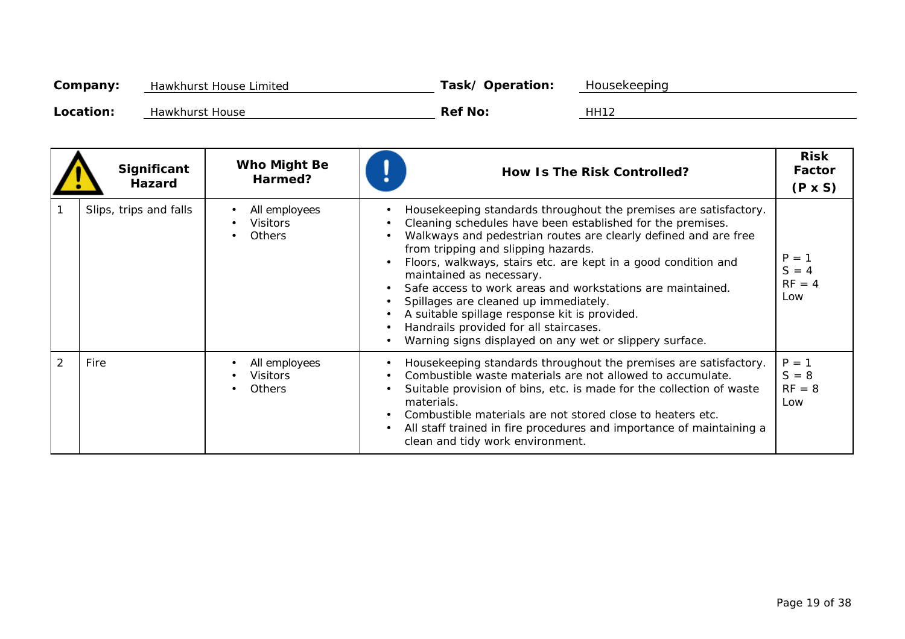**Company:** Hawkhurst House Limited **Task/ Operation:** Housekeeping

**Location:** Hawkhurst House **Ref No:** HH12

| | Significant Hazard | Who Might Be Harmed? | How Is The Risk Controlled? | Risk Factor (P x S) |
|---|---|---|---|---|
| 1 | Slips, trips and falls | • All employees<br>• Visitors<br>• Others | • Housekeeping standards throughout the premises are satisfactory.<br>• Cleaning schedules have been established for the premises.<br>• Walkways and pedestrian routes are clearly defined and are free from tripping and slipping hazards.<br>• Floors, walkways, stairs etc. are kept in a good condition and maintained as necessary.<br>• Safe access to work areas and workstations are maintained.<br>• Spillages are cleaned up immediately.<br>• A suitable spillage response kit is provided.<br>• Handrails provided for all staircases.<br>• Warning signs displayed on any wet or slippery surface. | P = 1<br>S = 4<br>RF = 4<br>Low |
| 2 | Fire | • All employees<br>• Visitors<br>• Others | • Housekeeping standards throughout the premises are satisfactory.<br>• Combustible waste materials are not allowed to accumulate.<br>• Suitable provision of bins, etc. is made for the collection of waste materials.<br>• Combustible materials are not stored close to heaters etc.<br>• All staff trained in fire procedures and importance of maintaining a clean and tidy work environment. | P = 1<br>S = 8<br>RF = 8<br>Low |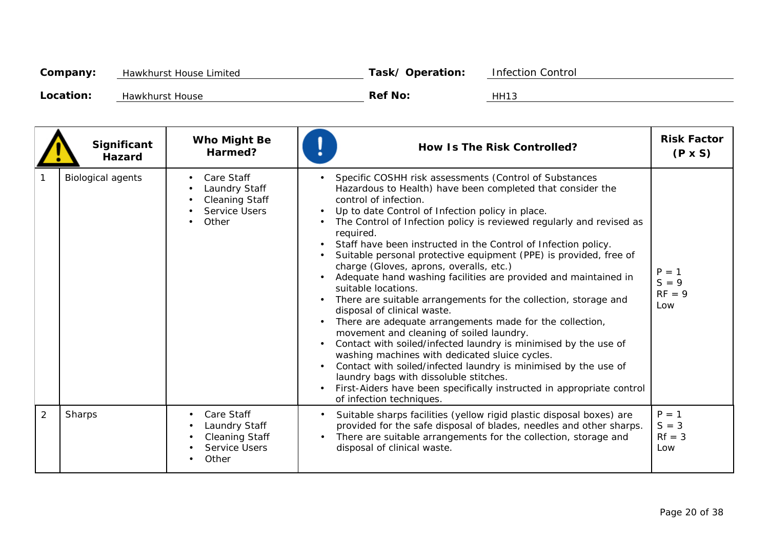**Company:** Hawkhurst House Limited **Task/ Operation:** Infection Control

**Location:** Hawkhurst House **Ref No:** HH13

| | Significant Hazard | Who Might Be Harmed? | How Is The Risk Controlled? | Risk Factor (P x S) |
|---|---|---|---|---|
| 1 | Biological agents | • Care Staff<br>• Laundry Staff<br>• Cleaning Staff<br>• Service Users<br>• Other | • Specific COSHH risk assessments (Control of Substances Hazardous to Health) have been completed that consider the control of infection.<br>• Up to date Control of Infection policy in place.<br>• The Control of Infection policy is reviewed regularly and revised as required.<br>• Staff have been instructed in the Control of Infection policy.<br>• Suitable personal protective equipment (PPE) is provided, free of charge (Gloves, aprons, overalls, etc.)<br>• Adequate hand washing facilities are provided and maintained in suitable locations.<br>• There are suitable arrangements for the collection, storage and disposal of clinical waste.<br>• There are adequate arrangements made for the collection, movement and cleaning of soiled laundry.<br>• Contact with soiled/infected laundry is minimised by the use of washing machines with dedicated sluice cycles.<br>• Contact with soiled/infected laundry is minimised by the use of laundry bags with dissoluble stitches.<br>• First-Aiders have been specifically instructed in appropriate control of infection techniques. | P = 1<br>S = 9<br>RF = 9<br>Low |
| 2 | Sharps | • Care Staff<br>• Laundry Staff<br>• Cleaning Staff<br>• Service Users<br>• Other | • Suitable sharps facilities (yellow rigid plastic disposal boxes) are provided for the safe disposal of blades, needles and other sharps.<br>• There are suitable arrangements for the collection, storage and disposal of clinical waste. | P = 1<br>S = 3<br>Rf = 3<br>Low |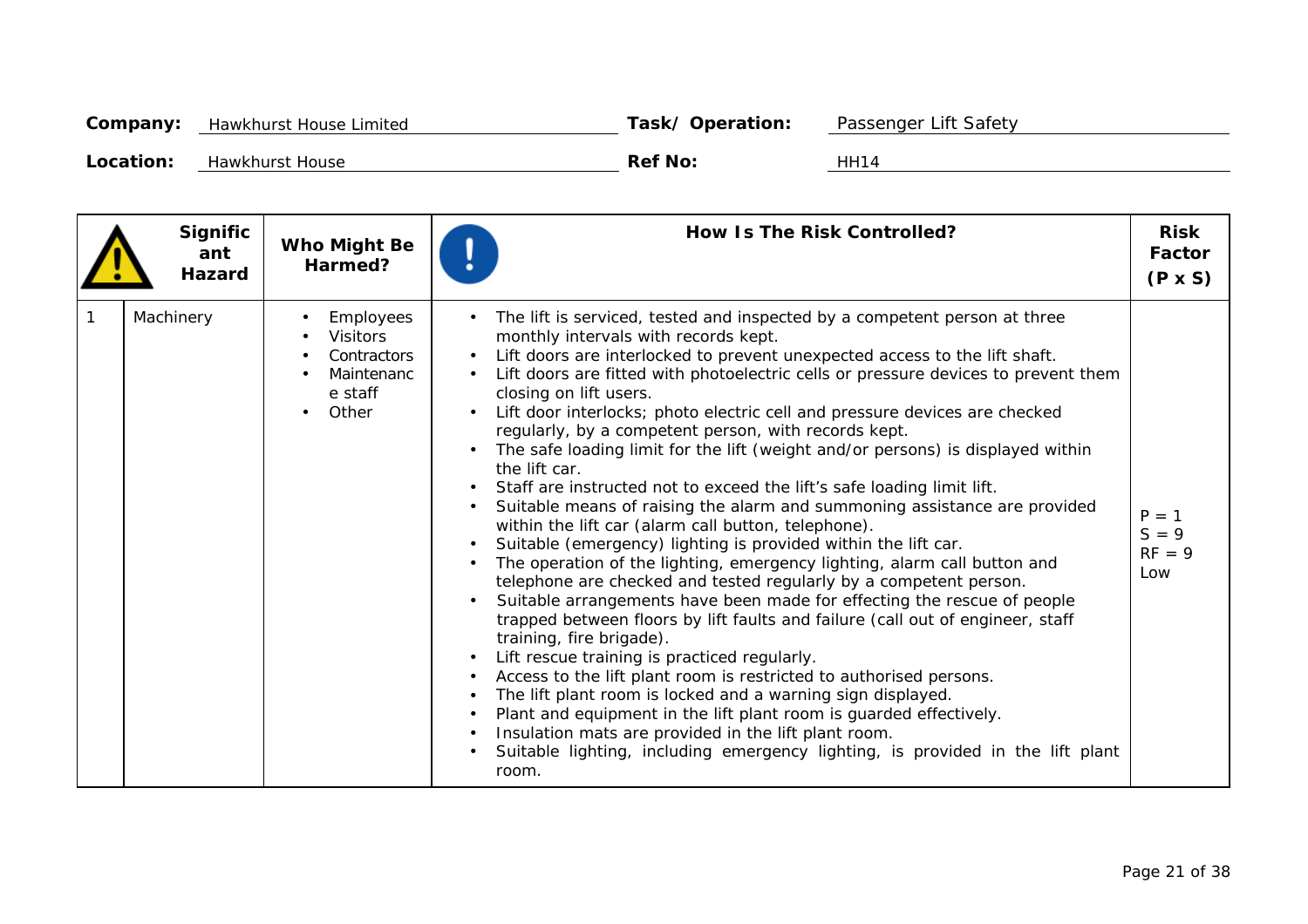**Company:** Hawkhurst House Limited **Task/ Operation:** Passenger Lift Safety

**Location:** Hawkhurst House **Ref No:** HH14

| | Significant Hazard | Who Might Be Harmed? | How Is The Risk Controlled? | Risk Factor (P x S) |
|---|---|---|---|---|
| 1 | Machinery | • Employees<br>• Visitors<br>• Contractors<br>• Maintenance staff<br>• Other | • The lift is serviced, tested and inspected by a competent person at three monthly intervals with records kept.<br>• Lift doors are interlocked to prevent unexpected access to the lift shaft.<br>• Lift doors are fitted with photoelectric cells or pressure devices to prevent them closing on lift users.<br>• Lift door interlocks; photo electric cell and pressure devices are checked regularly, by a competent person, with records kept.<br>• The safe loading limit for the lift (weight and/or persons) is displayed within the lift car.<br>• Staff are instructed not to exceed the lift's safe loading limit lift.<br>• Suitable means of raising the alarm and summoning assistance are provided within the lift car (alarm call button, telephone).<br>• Suitable (emergency) lighting is provided within the lift car.<br>• The operation of the lighting, emergency lighting, alarm call button and telephone are checked and tested regularly by a competent person.<br>• Suitable arrangements have been made for effecting the rescue of people trapped between floors by lift faults and failure (call out of engineer, staff training, fire brigade).<br>• Lift rescue training is practiced regularly.<br>• Access to the lift plant room is restricted to authorised persons.<br>• The lift plant room is locked and a warning sign displayed.<br>• Plant and equipment in the lift plant room is guarded effectively.<br>• Insulation mats are provided in the lift plant room.<br>• Suitable lighting, including emergency lighting, is provided in the lift plant room. | P = 1<br>S = 9<br>RF = 9<br>Low |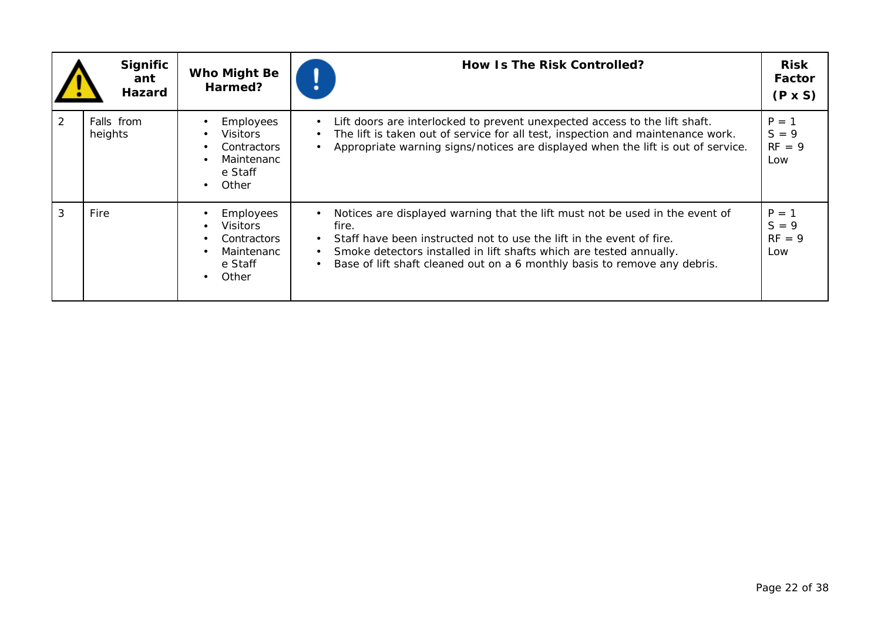| | Significant Hazard | Who Might Be Harmed? | How Is The Risk Controlled? | Risk Factor (P x S) |
|---|---|---|---|---|
| 2 | Falls from heights | • Employees<br>• Visitors<br>• Contractors<br>• Maintenance Staff<br>• Other | • Lift doors are interlocked to prevent unexpected access to the lift shaft.<br>• The lift is taken out of service for all test, inspection and maintenance work.<br>• Appropriate warning signs/notices are displayed when the lift is out of service. | P = 1<br>S = 9<br>RF = 9<br>Low |
| 3 | Fire | • Employees<br>• Visitors<br>• Contractors<br>• Maintenance Staff<br>• Other | • Notices are displayed warning that the lift must not be used in the event of fire.<br>• Staff have been instructed not to use the lift in the event of fire.<br>• Smoke detectors installed in lift shafts which are tested annually.<br>• Base of lift shaft cleaned out on a 6 monthly basis to remove any debris. | P = 1<br>S = 9<br>RF = 9<br>Low |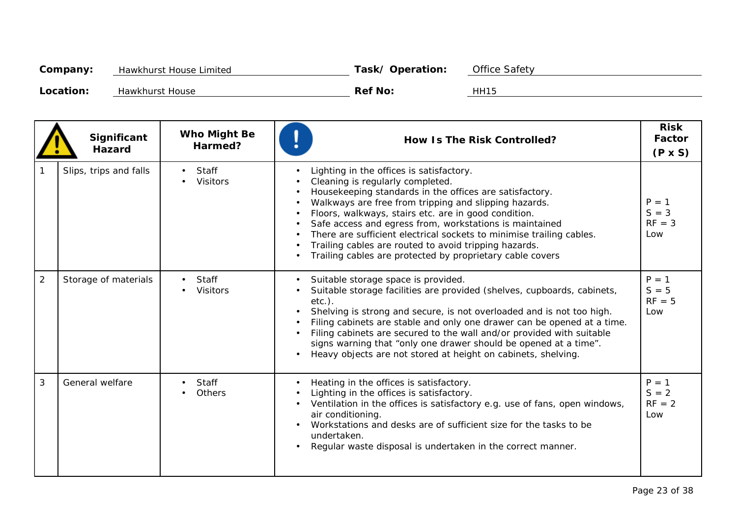**Company:** Hawkhurst House Limited **Task/ Operation:** Office Safety

**Location:** Hawkhurst House **Ref No:** HH15

| | Significant Hazard | Who Might Be Harmed? | How Is The Risk Controlled? | Risk Factor (P x S) |
|---|---|---|---|---|
| 1 | Slips, trips and falls | • Staff<br>• Visitors | • Lighting in the offices is satisfactory.<br>• Cleaning is regularly completed.<br>• Housekeeping standards in the offices are satisfactory.<br>• Walkways are free from tripping and slipping hazards.<br>• Floors, walkways, stairs etc. are in good condition.<br>• Safe access and egress from, workstations is maintained<br>• There are sufficient electrical sockets to minimise trailing cables.<br>• Trailing cables are routed to avoid tripping hazards.<br>• Trailing cables are protected by proprietary cable covers | P = 1<br>S = 3<br>RF = 3<br>Low |
| 2 | Storage of materials | • Staff<br>• Visitors | • Suitable storage space is provided.<br>• Suitable storage facilities are provided (shelves, cupboards, cabinets, etc.).<br>• Shelving is strong and secure, is not overloaded and is not too high.<br>• Filing cabinets are stable and only one drawer can be opened at a time.<br>• Filing cabinets are secured to the wall and/or provided with suitable signs warning that "only one drawer should be opened at a time".<br>• Heavy objects are not stored at height on cabinets, shelving. | P = 1<br>S = 5<br>RF = 5<br>Low |
| 3 | General welfare | • Staff<br>• Others | • Heating in the offices is satisfactory.<br>• Lighting in the offices is satisfactory.<br>• Ventilation in the offices is satisfactory e.g. use of fans, open windows, air conditioning.<br>• Workstations and desks are of sufficient size for the tasks to be undertaken.<br>• Regular waste disposal is undertaken in the correct manner. | P = 1<br>S = 2<br>RF = 2<br>Low |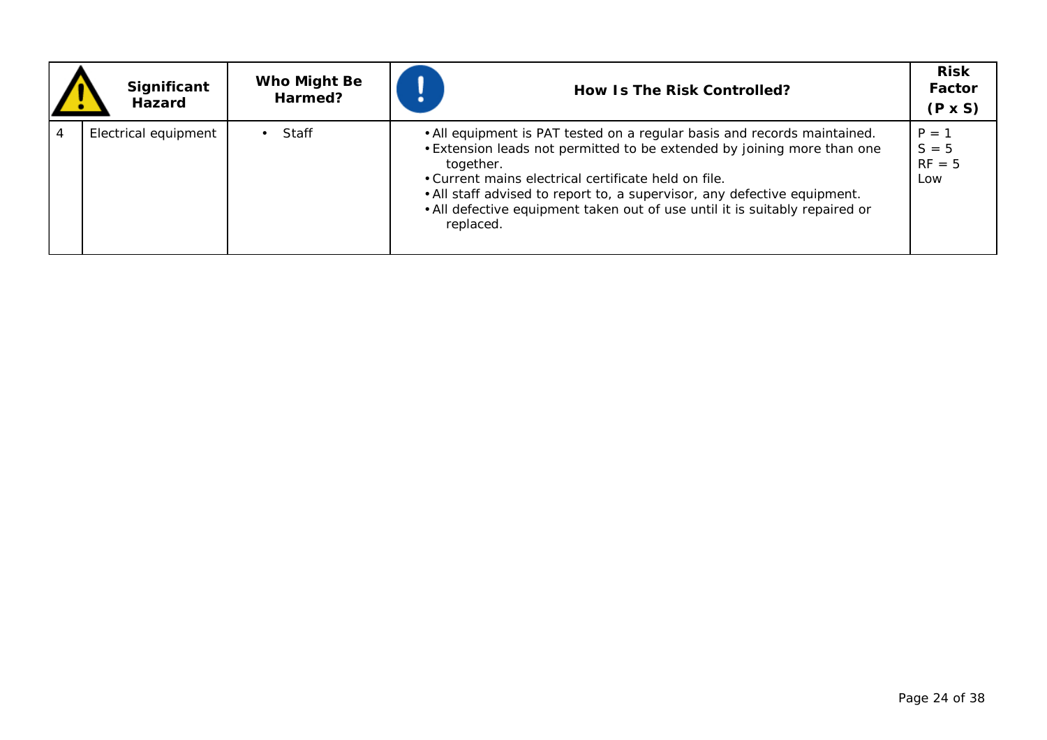| | Significant Hazard | Who Might Be Harmed? | How Is The Risk Controlled? | Risk Factor (P x S) |
|---|---|---|---|---|
| 4 | Electrical equipment | • Staff | • All equipment is PAT tested on a regular basis and records maintained.<br>• Extension leads not permitted to be extended by joining more than one together.<br>• Current mains electrical certificate held on file.<br>• All staff advised to report to, a supervisor, any defective equipment.<br>• All defective equipment taken out of use until it is suitably repaired or replaced. | P = 1<br>S = 5<br>RF = 5<br>Low |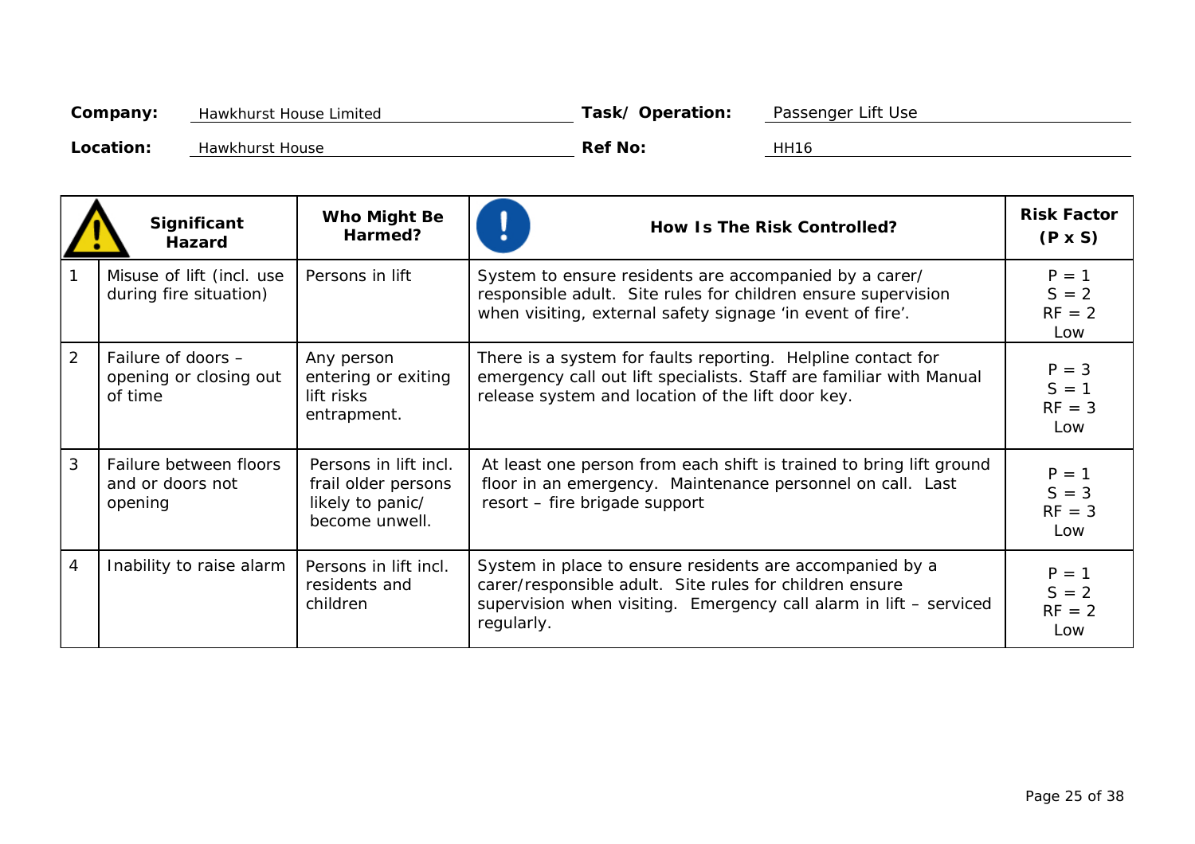**Company:** Hawkhurst House Limited | **Task/ Operation:** Passenger Lift Use

**Location:** Hawkhurst House | **Ref No:** HH16

| | Significant Hazard | Who Might Be Harmed? | How Is The Risk Controlled? | Risk Factor (P x S) |
|---|---|---|---|---|
| 1 | Misuse of lift (incl. use during fire situation) | Persons in lift | System to ensure residents are accompanied by a carer/ responsible adult. Site rules for children ensure supervision when visiting, external safety signage 'in event of fire'. | P = 1<br>S = 2<br>RF = 2<br>Low |
| 2 | Failure of doors – opening or closing out of time | Any person entering or exiting lift risks entrapment. | There is a system for faults reporting. Helpline contact for emergency call out lift specialists. Staff are familiar with Manual release system and location of the lift door key. | P = 3<br>S = 1<br>RF = 3<br>Low |
| 3 | Failure between floors and or doors not opening | Persons in lift incl. frail older persons likely to panic/ become unwell. | At least one person from each shift is trained to bring lift ground floor in an emergency. Maintenance personnel on call. Last resort – fire brigade support | P = 1<br>S = 3<br>RF = 3<br>Low |
| 4 | Inability to raise alarm | Persons in lift incl. residents and children | System in place to ensure residents are accompanied by a carer/responsible adult. Site rules for children ensure supervision when visiting. Emergency call alarm in lift – serviced regularly. | P = 1<br>S = 2<br>RF = 2<br>Low |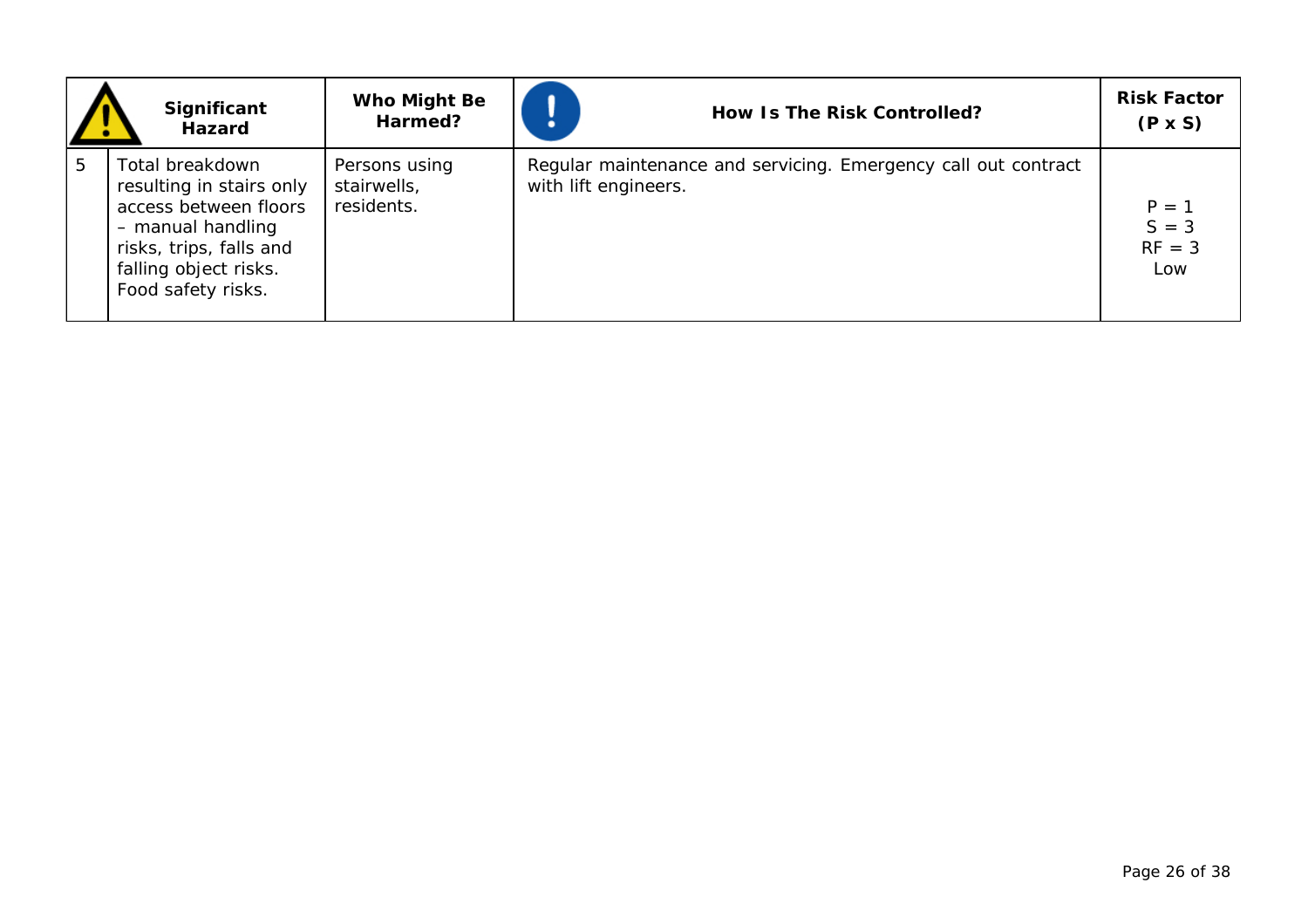| | Significant Hazard | Who Might Be Harmed? | How Is The Risk Controlled? | Risk Factor (P x S) |
|---|---|---|---|---|
| 5 | Total breakdown resulting in stairs only access between floors – manual handling risks, trips, falls and falling object risks. Food safety risks. | Persons using stairwells, residents. | Regular maintenance and servicing. Emergency call out contract with lift engineers. | P = 1<br>S = 3<br>RF = 3<br>Low |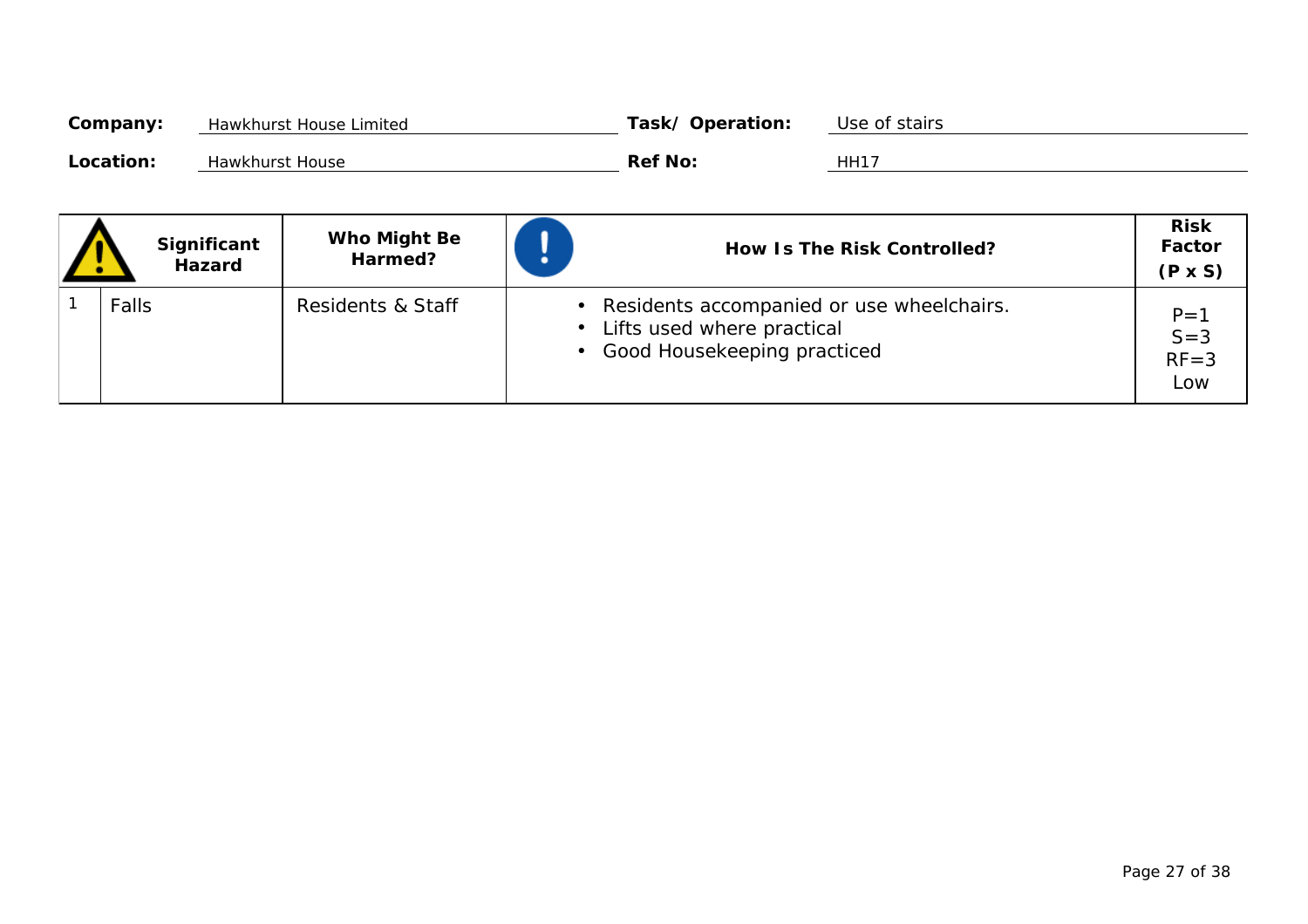**Company:** Hawkhurst House Limited **Task/ Operation:** Use of stairs

**Location:** Hawkhurst House **Ref No:** HH17

| | Significant Hazard | Who Might Be Harmed? | How Is The Risk Controlled? | Risk Factor (P x S) |
|---|---|---|---|---|
| 1 | Falls | Residents & Staff | • Residents accompanied or use wheelchairs.<br>• Lifts used where practical<br>• Good Housekeeping practiced | P=1<br>S=3<br>RF=3<br>Low |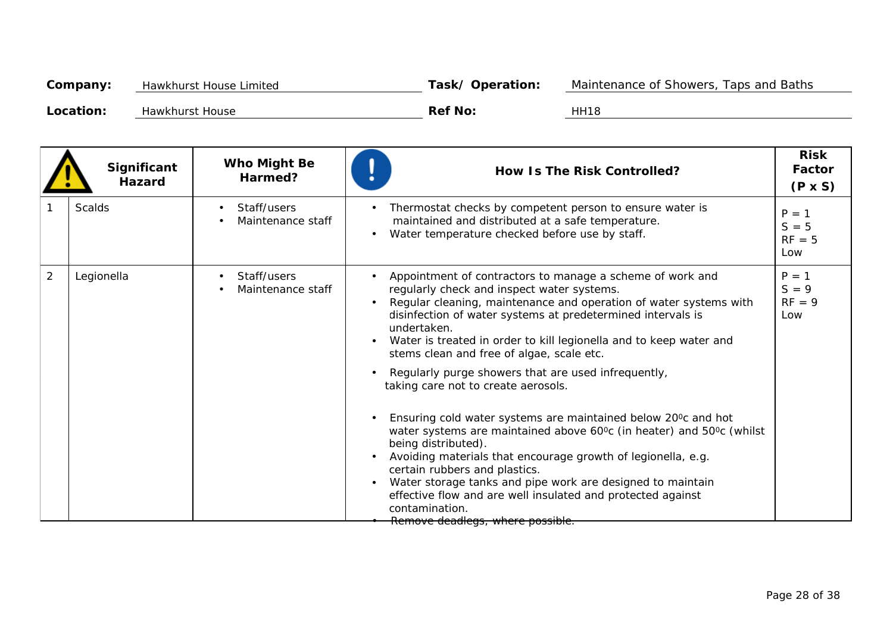**Company:** Hawkhurst House Limited **Task/ Operation:** Maintenance of Showers, Taps and Baths

**Location:** Hawkhurst House **Ref No:** HH18

| | Significant Hazard | Who Might Be Harmed? | How Is The Risk Controlled? | Risk Factor (P x S) |
|---|---|---|---|---|
| 1 | Scalds | • Staff/users<br>• Maintenance staff | • Thermostat checks by competent person to ensure water is maintained and distributed at a safe temperature.<br>• Water temperature checked before use by staff. | P = 1<br>S = 5<br>RF = 5<br>Low |
| 2 | Legionella | • Staff/users<br>• Maintenance staff | • Appointment of contractors to manage a scheme of work and regularly check and inspect water systems.<br>• Regular cleaning, maintenance and operation of water systems with disinfection of water systems at predetermined intervals is undertaken.<br>• Water is treated in order to kill legionella and to keep water and stems clean and free of algae, scale etc.<br>• Regularly purge showers that are used infrequently, taking care not to create aerosols.<br>• Ensuring cold water systems are maintained below 20$^{0}$c and hot water systems are maintained above 60$^{0}$c (in heater) and 50$^{0}$c (whilst being distributed).<br>• Avoiding materials that encourage growth of legionella, e.g. certain rubbers and plastics.<br>• Water storage tanks and pipe work are designed to maintain effective flow and are well insulated and protected against contamination.<br>• Remove deadlegs, where possible. | P = 1<br>S = 9<br>RF = 9<br>Low |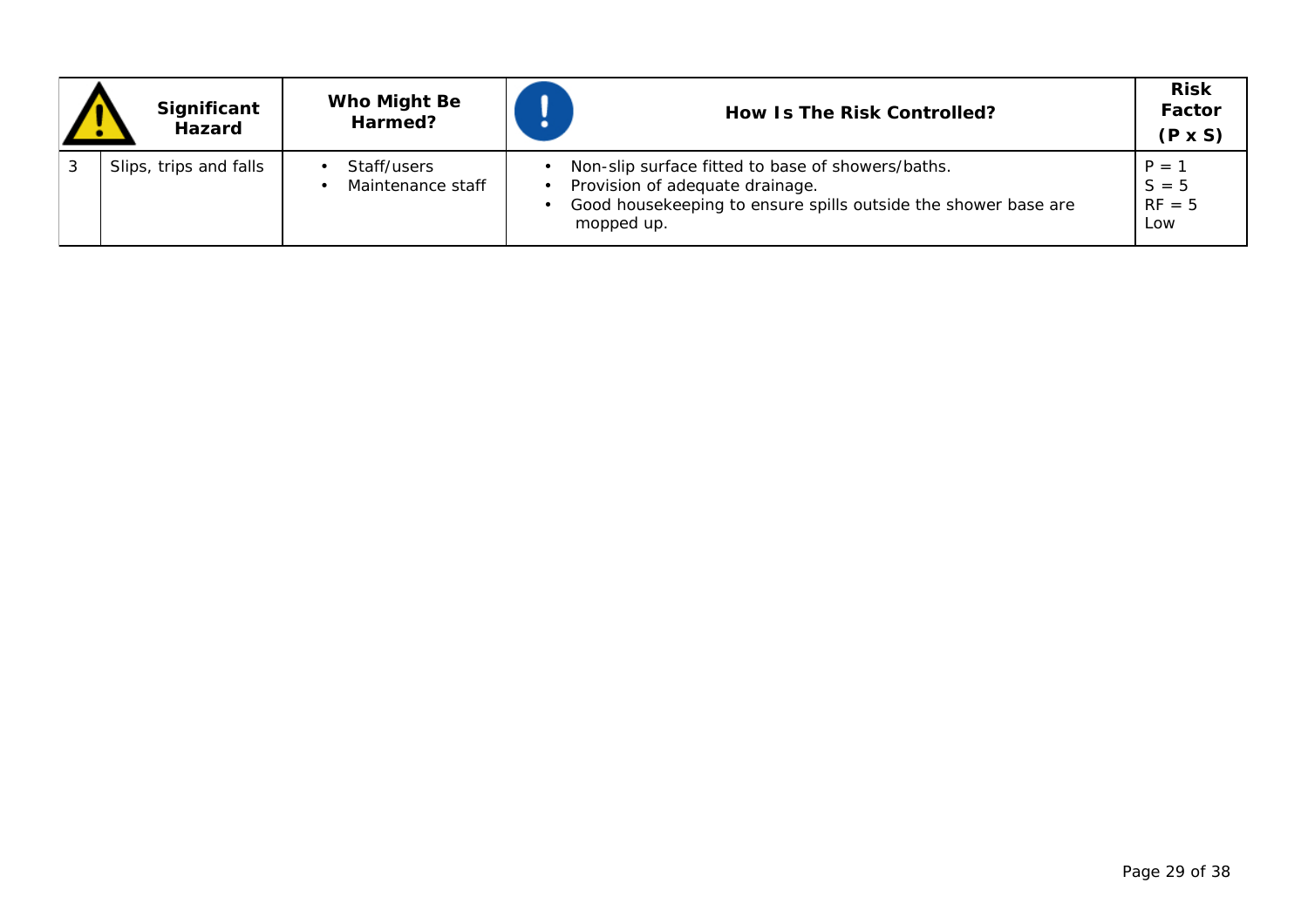| | Significant Hazard | Who Might Be Harmed? | How Is The Risk Controlled? | Risk Factor (P x S) |
|---|---|---|---|---|
| 3 | Slips, trips and falls | • Staff/users<br>• Maintenance staff | • Non-slip surface fitted to base of showers/baths.<br>• Provision of adequate drainage.<br>• Good housekeeping to ensure spills outside the shower base are mopped up. | P = 1<br>S = 5<br>RF = 5<br>Low |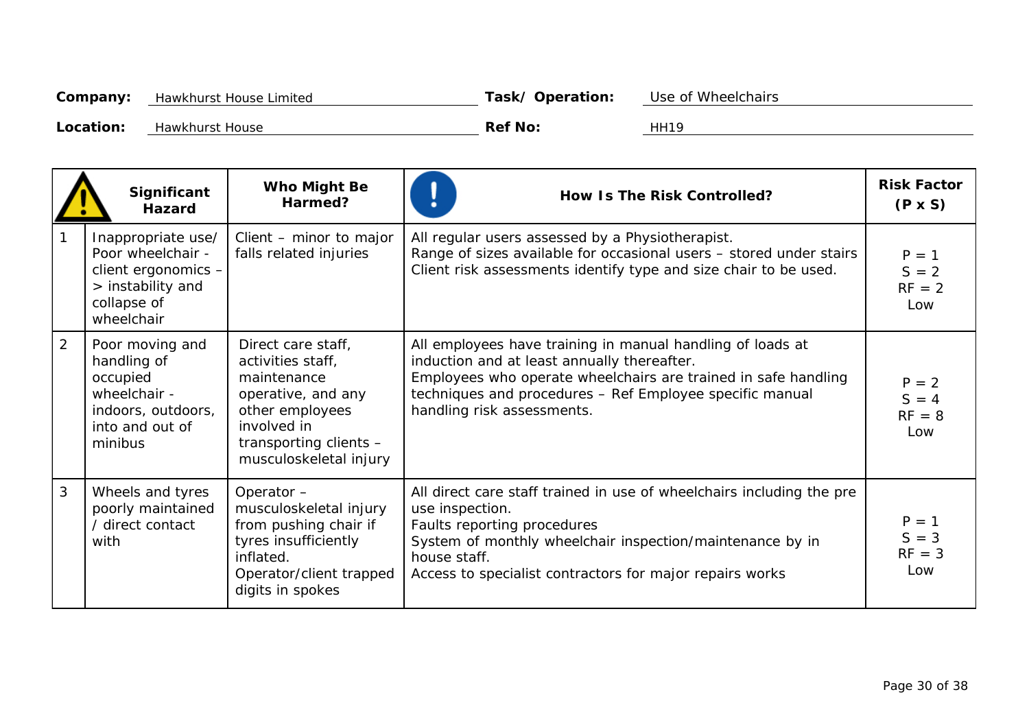**Company:** Hawkhurst House Limited | **Task/ Operation:** Use of Wheelchairs

**Location:** Hawkhurst House | **Ref No:** HH19

| | Significant Hazard | Who Might Be Harmed? | How Is The Risk Controlled? | Risk Factor (P x S) |
|---|---|---|---|---|
| 1 | Inappropriate use/ Poor wheelchair - client ergonomics –> instability and collapse of wheelchair | Client – minor to major falls related injuries | All regular users assessed by a Physiotherapist.<br>Range of sizes available for occasional users – stored under stairs<br>Client risk assessments identify type and size chair to be used. | P = 1<br>S = 2<br>RF = 2<br>Low |
| 2 | Poor moving and handling of occupied wheelchair - indoors, outdoors, into and out of minibus | Direct care staff, activities staff, maintenance operative, and any other employees involved in transporting clients – musculoskeletal injury | All employees have training in manual handling of loads at induction and at least annually thereafter.<br>Employees who operate wheelchairs are trained in safe handling techniques and procedures – Ref Employee specific manual handling risk assessments. | P = 2<br>S = 4<br>RF = 8<br>Low |
| 3 | Wheels and tyres poorly maintained / direct contact with | Operator – musculoskeletal injury from pushing chair if tyres insufficiently inflated.<br>Operator/client trapped digits in spokes | All direct care staff trained in use of wheelchairs including the pre use inspection.<br>Faults reporting procedures<br>System of monthly wheelchair inspection/maintenance by in house staff.<br>Access to specialist contractors for major repairs works | P = 1<br>S = 3<br>RF = 3<br>Low |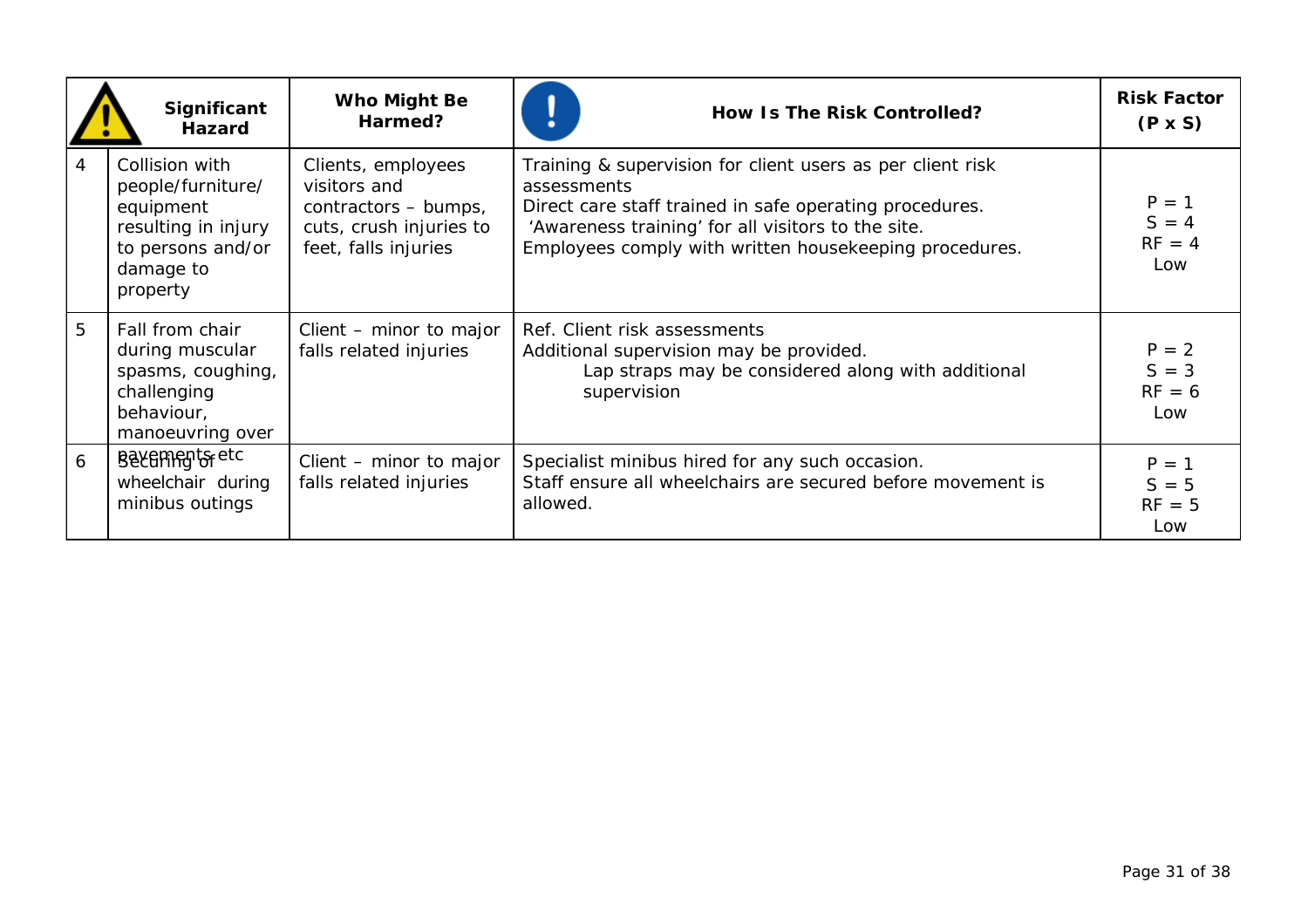| | Significant Hazard | Who Might Be Harmed? | How Is The Risk Controlled? | Risk Factor (P x S) |
|---|---|---|---|---|
| 4 | Collision with people/furniture/ equipment resulting in injury to persons and/or damage to property | Clients, employees visitors and contractors – bumps, cuts, crush injuries to feet, falls injuries | Training & supervision for client users as per client risk assessments<br>Direct care staff trained in safe operating procedures.<br>'Awareness training' for all visitors to the site.<br>Employees comply with written housekeeping procedures. | P = 1<br>S = 4<br>RF = 4<br>Low |
| 5 | Fall from chair during muscular spasms, coughing, challenging behaviour, manoeuvring over pavements etc | Client – minor to major falls related injuries | Ref. Client risk assessments<br>Additional supervision may be provided.<br>Lap straps may be considered along with additional supervision | P = 2<br>S = 3<br>RF = 6<br>Low |
| 6 | Securing of wheelchair during minibus outings | Client – minor to major falls related injuries | Specialist minibus hired for any such occasion.<br>Staff ensure all wheelchairs are secured before movement is allowed. | P = 1<br>S = 5<br>RF = 5<br>Low |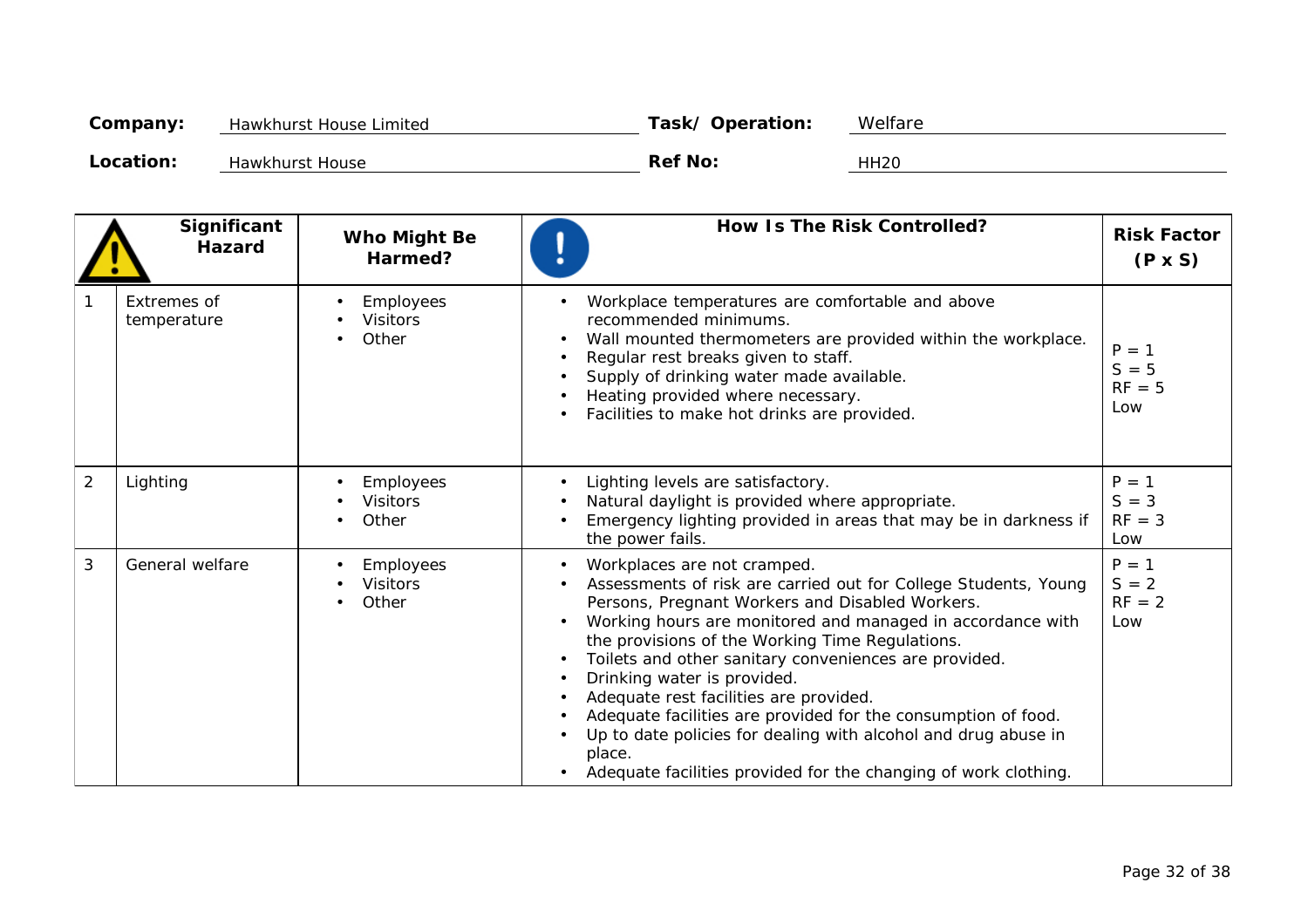**Company:** Hawkhurst House Limited

**Task/ Operation:** Welfare

**Location:** Hawkhurst House

**Ref No:** HH20

| | Significant Hazard | Who Might Be Harmed? | How Is The Risk Controlled? | Risk Factor (P x S) |
|---|---|---|---|---|
| 1 | Extremes of temperature | • Employees<br>• Visitors<br>• Other | • Workplace temperatures are comfortable and above recommended minimums.<br>• Wall mounted thermometers are provided within the workplace.<br>• Regular rest breaks given to staff.<br>• Supply of drinking water made available.<br>• Heating provided where necessary.<br>• Facilities to make hot drinks are provided. | P = 1<br>S = 5<br>RF = 5<br>Low |
| 2 | Lighting | • Employees<br>• Visitors<br>• Other | • Lighting levels are satisfactory.<br>• Natural daylight is provided where appropriate.<br>• Emergency lighting provided in areas that may be in darkness if the power fails. | P = 1<br>S = 3<br>RF = 3<br>Low |
| 3 | General welfare | • Employees<br>• Visitors<br>• Other | • Workplaces are not cramped.<br>• Assessments of risk are carried out for College Students, Young Persons, Pregnant Workers and Disabled Workers.<br>• Working hours are monitored and managed in accordance with the provisions of the Working Time Regulations.<br>• Toilets and other sanitary conveniences are provided.<br>• Drinking water is provided.<br>• Adequate rest facilities are provided.<br>• Adequate facilities are provided for the consumption of food.<br>• Up to date policies for dealing with alcohol and drug abuse in place.<br>• Adequate facilities provided for the changing of work clothing. | P = 1<br>S = 2<br>RF = 2<br>Low |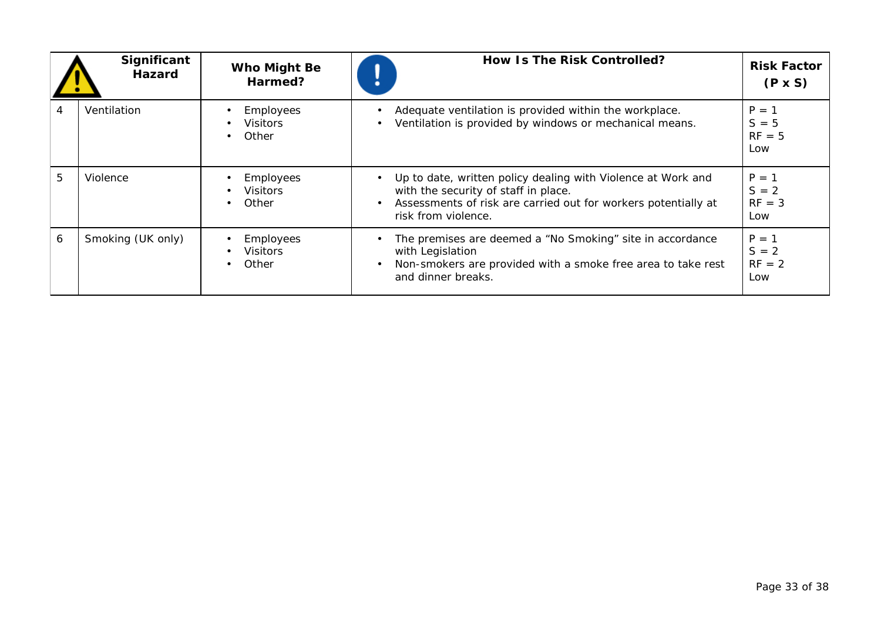| | Significant Hazard | Who Might Be Harmed? | How Is The Risk Controlled? | Risk Factor (P x S) |
|---|---|---|---|---|
| 4 | Ventilation | • Employees<br>• Visitors<br>• Other | • Adequate ventilation is provided within the workplace.<br>• Ventilation is provided by windows or mechanical means. | P = 1<br>S = 5<br>RF = 5<br>Low |
| 5 | Violence | • Employees<br>• Visitors<br>• Other | • Up to date, written policy dealing with Violence at Work and with the security of staff in place.<br>• Assessments of risk are carried out for workers potentially at risk from violence. | P = 1<br>S = 2<br>RF = 3<br>Low |
| 6 | Smoking (UK only) | • Employees<br>• Visitors<br>• Other | • The premises are deemed a “No Smoking” site in accordance with Legislation<br>• Non-smokers are provided with a smoke free area to take rest and dinner breaks. | P = 1<br>S = 2<br>RF = 2<br>Low |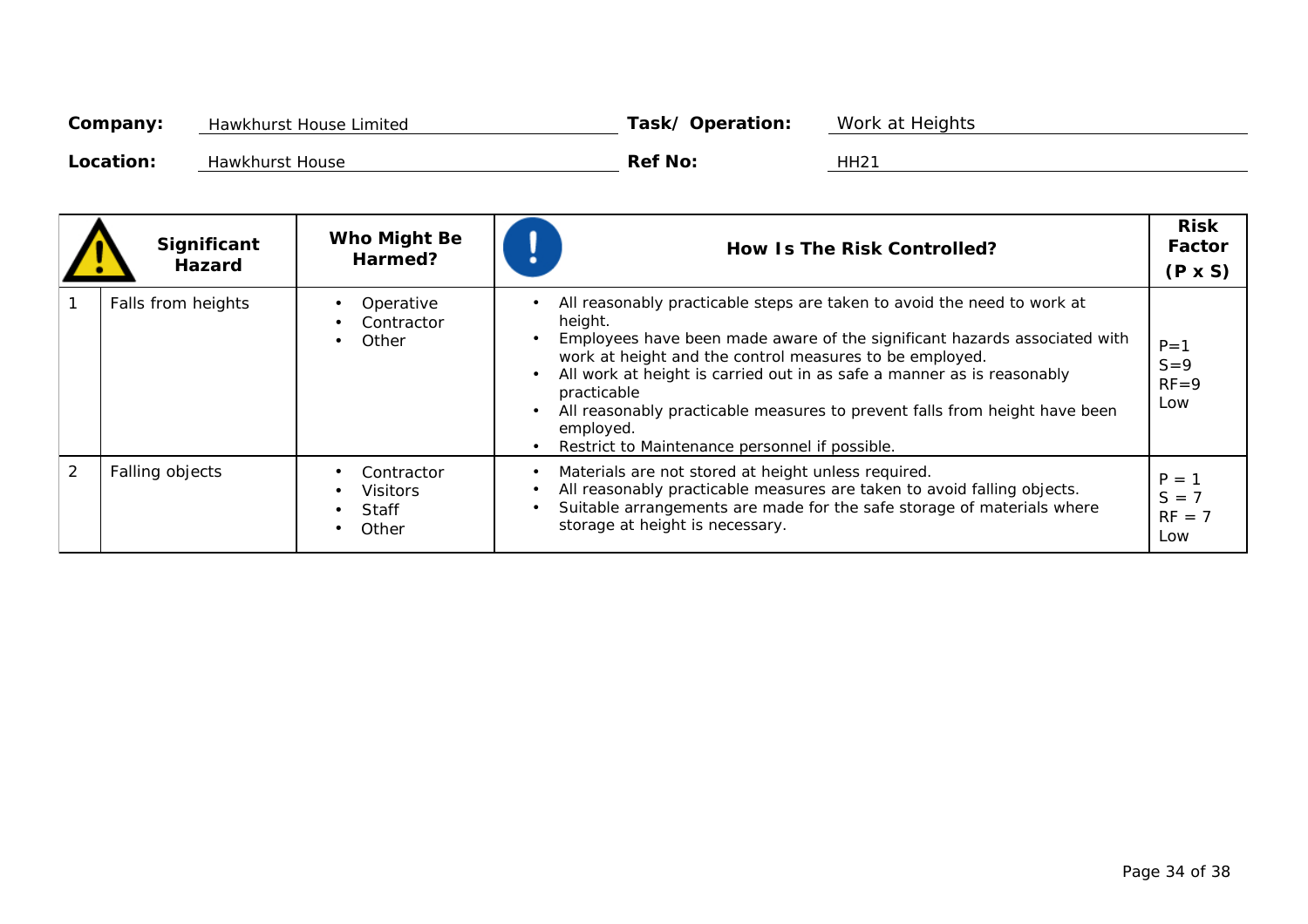**Company:** Hawkhurst House Limited **Task/ Operation:** Work at Heights

**Location:** Hawkhurst House **Ref No:** HH21

| | Significant Hazard | Who Might Be Harmed? | How Is The Risk Controlled? | Risk Factor (P x S) |
|---|---|---|---|---|
| 1 | Falls from heights | • Operative<br>• Contractor<br>• Other | • All reasonably practicable steps are taken to avoid the need to work at height.<br>• Employees have been made aware of the significant hazards associated with work at height and the control measures to be employed.<br>• All work at height is carried out in as safe a manner as is reasonably practicable<br>• All reasonably practicable measures to prevent falls from height have been employed.<br>• Restrict to Maintenance personnel if possible. | P=1<br>S=9<br>RF=9<br>Low |
| 2 | Falling objects | • Contractor<br>• Visitors<br>• Staff<br>• Other | • Materials are not stored at height unless required.<br>• All reasonably practicable measures are taken to avoid falling objects.<br>• Suitable arrangements are made for the safe storage of materials where storage at height is necessary. | P = 1<br>S = 7<br>RF = 7<br>Low |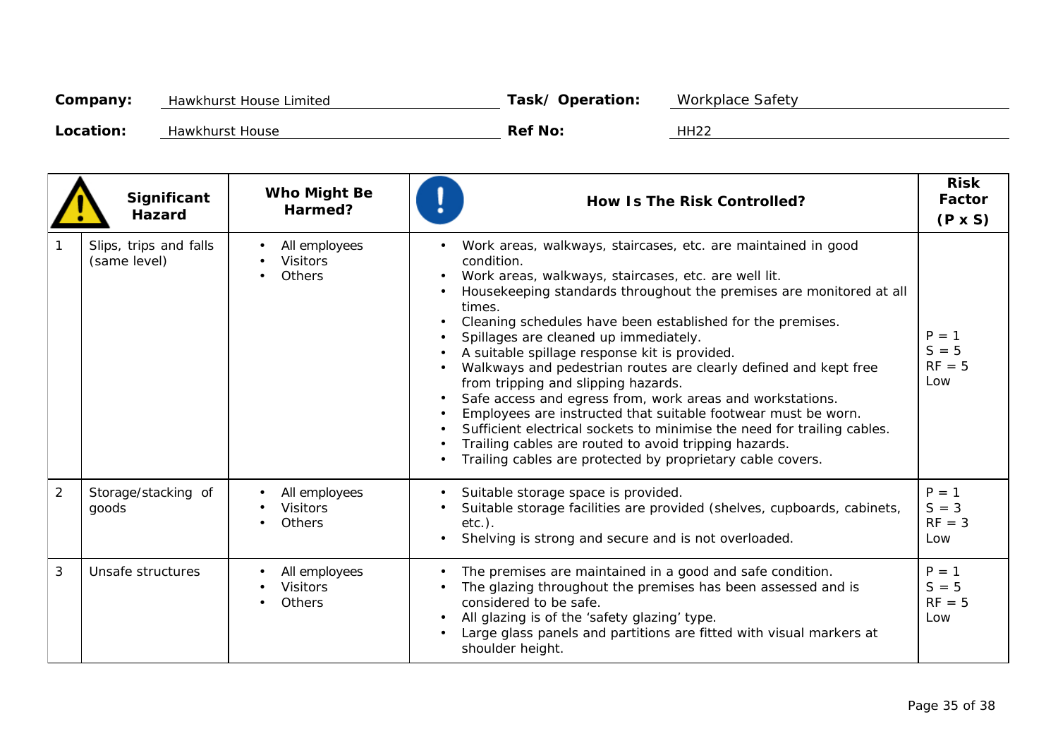**Company:** Hawkhurst House Limited
**Task/ Operation:** Workplace Safety
**Location:** Hawkhurst House
**Ref No:** HH22

| | Significant Hazard | Who Might Be Harmed? | How Is The Risk Controlled? | Risk Factor (P x S) |
|---|---|---|---|---|
| 1 | Slips, trips and falls (same level) | • All employees<br>• Visitors<br>• Others | • Work areas, walkways, staircases, etc. are maintained in good condition.<br>• Work areas, walkways, staircases, etc. are well lit.<br>• Housekeeping standards throughout the premises are monitored at all times.<br>• Cleaning schedules have been established for the premises.<br>• Spillages are cleaned up immediately.<br>• A suitable spillage response kit is provided.<br>• Walkways and pedestrian routes are clearly defined and kept free from tripping and slipping hazards.<br>• Safe access and egress from, work areas and workstations.<br>• Employees are instructed that suitable footwear must be worn.<br>• Sufficient electrical sockets to minimise the need for trailing cables.<br>• Trailing cables are routed to avoid tripping hazards.<br>• Trailing cables are protected by proprietary cable covers. | P = 1<br>S = 5<br>RF = 5<br>Low |
| 2 | Storage/stacking of goods | • All employees<br>• Visitors<br>• Others | • Suitable storage space is provided.<br>• Suitable storage facilities are provided (shelves, cupboards, cabinets, etc.).<br>• Shelving is strong and secure and is not overloaded. | P = 1<br>S = 3<br>RF = 3<br>Low |
| 3 | Unsafe structures | • All employees<br>• Visitors<br>• Others | • The premises are maintained in a good and safe condition.<br>• The glazing throughout the premises has been assessed and is considered to be safe.<br>• All glazing is of the 'safety glazing' type.<br>• Large glass panels and partitions are fitted with visual markers at shoulder height. | P = 1<br>S = 5<br>RF = 5<br>Low |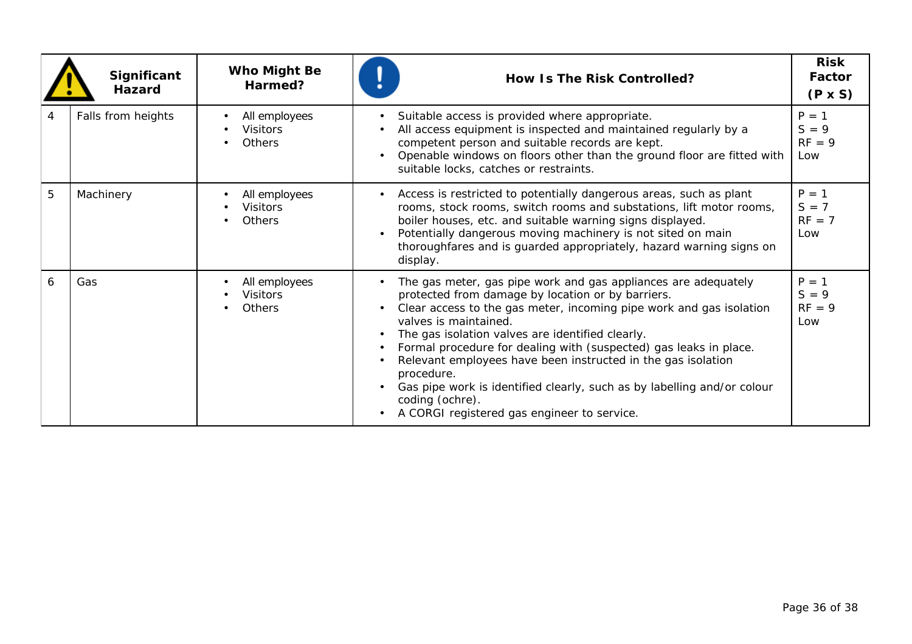| | Significant Hazard | Who Might Be Harmed? | How Is The Risk Controlled? | Risk Factor (P x S) |
|---|---|---|---|---|
| 4 | Falls from heights | • All employees<br>• Visitors<br>• Others | • Suitable access is provided where appropriate.<br>• All access equipment is inspected and maintained regularly by a competent person and suitable records are kept.<br>• Openable windows on floors other than the ground floor are fitted with suitable locks, catches or restraints. | P = 1<br>S = 9<br>RF = 9<br>Low |
| 5 | Machinery | • All employees<br>• Visitors<br>• Others | • Access is restricted to potentially dangerous areas, such as plant rooms, stock rooms, switch rooms and substations, lift motor rooms, boiler houses, etc. and suitable warning signs displayed.<br>• Potentially dangerous moving machinery is not sited on main thoroughfares and is guarded appropriately, hazard warning signs on display. | P = 1<br>S = 7<br>RF = 7<br>Low |
| 6 | Gas | • All employees<br>• Visitors<br>• Others | • The gas meter, gas pipe work and gas appliances are adequately protected from damage by location or by barriers.<br>• Clear access to the gas meter, incoming pipe work and gas isolation valves is maintained.<br>• The gas isolation valves are identified clearly.<br>• Formal procedure for dealing with (suspected) gas leaks in place.<br>• Relevant employees have been instructed in the gas isolation procedure.<br>• Gas pipe work is identified clearly, such as by labelling and/or colour coding (ochre).<br>• A CORGI registered gas engineer to service. | P = 1<br>S = 9<br>RF = 9<br>Low |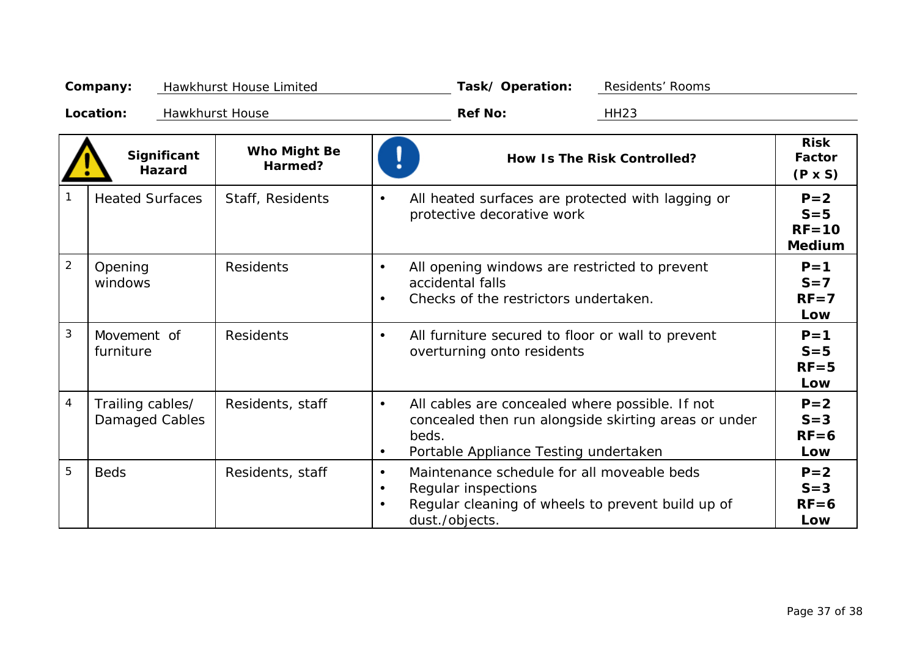**Company:** Hawkhurst House Limited **Task/ Operation:** Residents' Rooms

**Location:** Hawkhurst House **Ref No:** HH23

| | Significant Hazard | Who Might Be Harmed? | How Is The Risk Controlled? | Risk Factor (P x S) |
|---|---|---|---|---|
| 1 | Heated Surfaces | Staff, Residents | • All heated surfaces are protected with lagging or protective decorative work | **P=2 S=5 RF=10 Medium** |
| 2 | Opening windows | Residents | • All opening windows are restricted to prevent accidental falls<br>• Checks of the restrictors undertaken. | **P=1 S=7 RF=7 Low** |
| 3 | Movement of furniture | Residents | • All furniture secured to floor or wall to prevent overturning onto residents | **P=1 S=5 RF=5 Low** |
| 4 | Trailing cables/ Damaged Cables | Residents, staff | • All cables are concealed where possible. If not concealed then run alongside skirting areas or under beds.<br>• Portable Appliance Testing undertaken | **P=2 S=3 RF=6 Low** |
| 5 | Beds | Residents, staff | • Maintenance schedule for all moveable beds<br>• Regular inspections<br>• Regular cleaning of wheels to prevent build up of dust./objects. | **P=2 S=3 RF=6 Low** |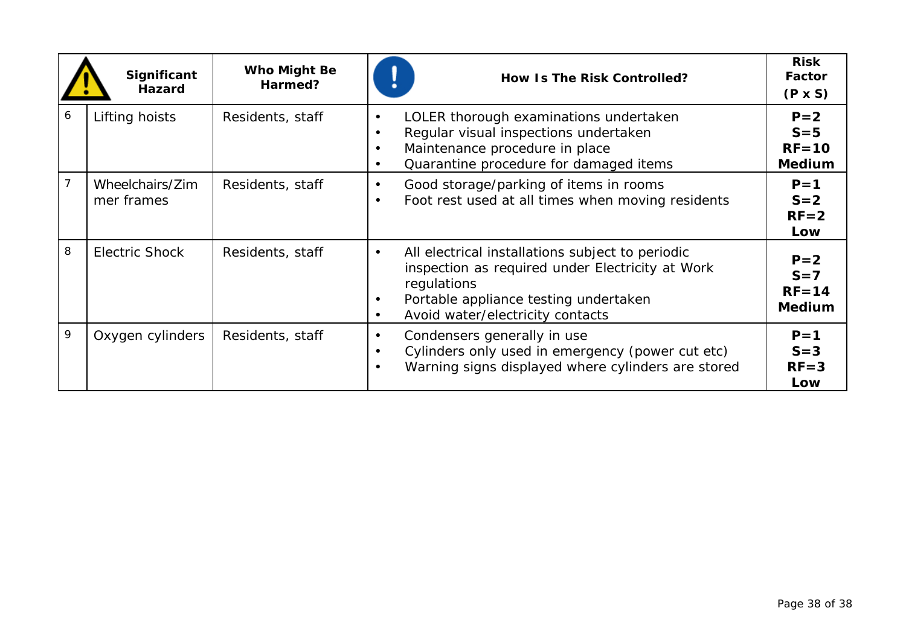| | Significant Hazard | Who Might Be Harmed? | How Is The Risk Controlled? | Risk Factor (P x S) |
|---|---|---|---|---|
| 6 | Lifting hoists | Residents, staff | • LOLER thorough examinations undertaken<br>• Regular visual inspections undertaken<br>• Maintenance procedure in place<br>• Quarantine procedure for damaged items | **P=2<br>S=5<br>RF=10<br>Medium** |
| 7 | Wheelchairs/Zimmer frames | Residents, staff | • Good storage/parking of items in rooms<br>• Foot rest used at all times when moving residents | **P=1<br>S=2<br>RF=2<br>Low** |
| 8 | Electric Shock | Residents, staff | • All electrical installations subject to periodic inspection as required under Electricity at Work regulations<br>• Portable appliance testing undertaken<br>• Avoid water/electricity contacts | **P=2<br>S=7<br>RF=14<br>Medium** |
| 9 | Oxygen cylinders | Residents, staff | • Condensers generally in use<br>• Cylinders only used in emergency (power cut etc)<br>• Warning signs displayed where cylinders are stored | **P=1<br>S=3<br>RF=3<br>Low** |